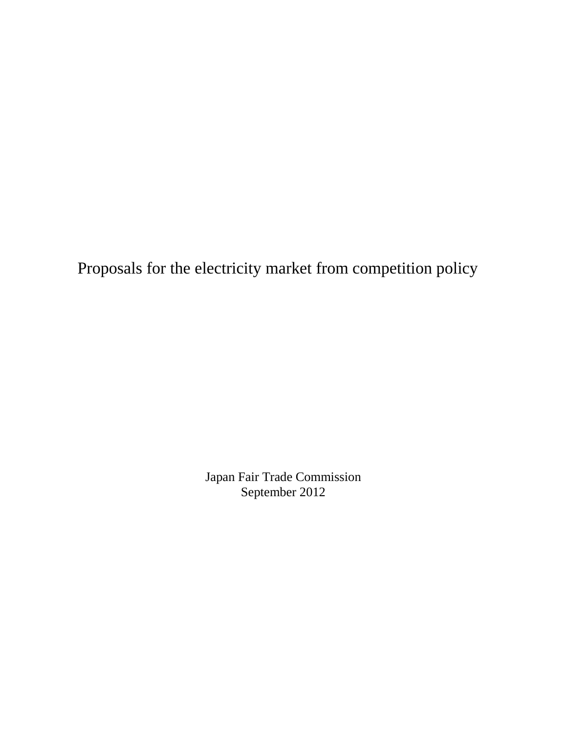# Proposals for the electricity market from competition policy

Japan Fair Trade Commission
September 2012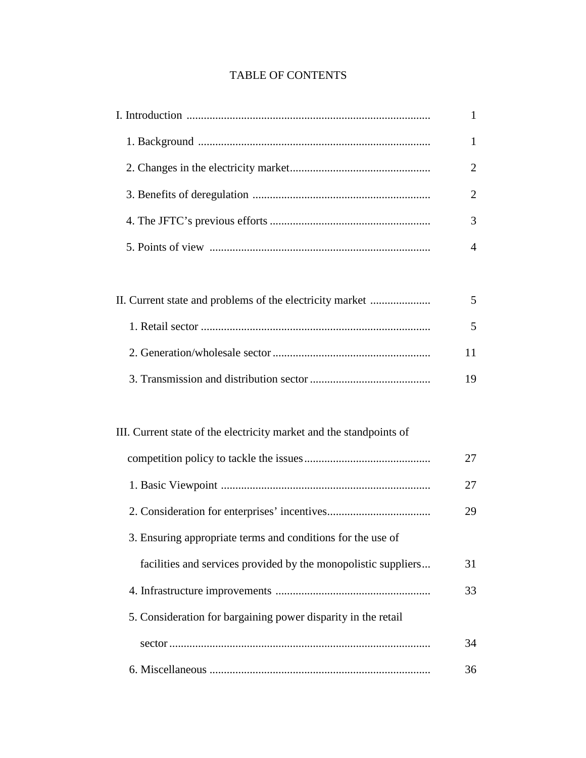# TABLE OF CONTENTS

I. Introduction .................................................................................... 1

1. Background ................................................................................ 1
2. Changes in the electricity market................................................ 2
3. Benefits of deregulation ............................................................. 2
4. The JFTC's previous efforts ....................................................... 3
5. Points of view ............................................................................ 4

II. Current state and problems of the electricity market ..................... 5

1. Retail sector ............................................................................... 5
2. Generation/wholesale sector ...................................................... 11
3. Transmission and distribution sector .......................................... 19

III. Current state of the electricity market and the standpoints of competition policy to tackle the issues........................................... 27

1. Basic Viewpoint ......................................................................... 27
2. Consideration for enterprises' incentives.................................... 29
3. Ensuring appropriate terms and conditions for the use of facilities and services provided by the monopolistic suppliers... 31
4. Infrastructure improvements ..................................................... 33
5. Consideration for bargaining power disparity in the retail sector .......................................................................................... 34
6. Miscellaneous ............................................................................ 36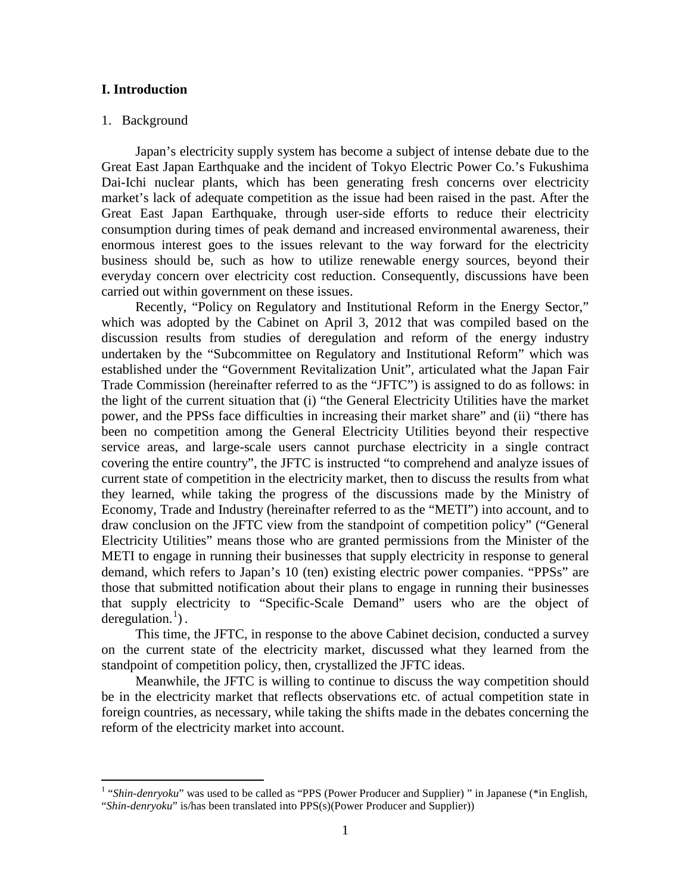## I. Introduction

1. Background

Japan's electricity supply system has become a subject of intense debate due to the Great East Japan Earthquake and the incident of Tokyo Electric Power Co.'s Fukushima Dai-Ichi nuclear plants, which has been generating fresh concerns over electricity market's lack of adequate competition as the issue had been raised in the past. After the Great East Japan Earthquake, through user-side efforts to reduce their electricity consumption during times of peak demand and increased environmental awareness, their enormous interest goes to the issues relevant to the way forward for the electricity business should be, such as how to utilize renewable energy sources, beyond their everyday concern over electricity cost reduction. Consequently, discussions have been carried out within government on these issues.

Recently, "Policy on Regulatory and Institutional Reform in the Energy Sector," which was adopted by the Cabinet on April 3, 2012 that was compiled based on the discussion results from studies of deregulation and reform of the energy industry undertaken by the "Subcommittee on Regulatory and Institutional Reform" which was established under the "Government Revitalization Unit", articulated what the Japan Fair Trade Commission (hereinafter referred to as the "JFTC") is assigned to do as follows: in the light of the current situation that (i) "the General Electricity Utilities have the market power, and the PPSs face difficulties in increasing their market share" and (ii) "there has been no competition among the General Electricity Utilities beyond their respective service areas, and large-scale users cannot purchase electricity in a single contract covering the entire country", the JFTC is instructed "to comprehend and analyze issues of current state of competition in the electricity market, then to discuss the results from what they learned, while taking the progress of the discussions made by the Ministry of Economy, Trade and Industry (hereinafter referred to as the "METI") into account, and to draw conclusion on the JFTC view from the standpoint of competition policy" ("General Electricity Utilities" means those who are granted permissions from the Minister of the METI to engage in running their businesses that supply electricity in response to general demand, which refers to Japan's 10 (ten) existing electric power companies. "PPSs" are those that submitted notification about their plans to engage in running their businesses that supply electricity to "Specific-Scale Demand" users who are the object of deregulation.[1]) .

This time, the JFTC, in response to the above Cabinet decision, conducted a survey on the current state of the electricity market, discussed what they learned from the standpoint of competition policy, then, crystallized the JFTC ideas.

Meanwhile, the JFTC is willing to continue to discuss the way competition should be in the electricity market that reflects observations etc. of actual competition state in foreign countries, as necessary, while taking the shifts made in the debates concerning the reform of the electricity market into account.

---

[1] "*Shin-denryoku*" was used to be called as "PPS (Power Producer and Supplier) " in Japanese (*in English, "*Shin-denryoku*" is/has been translated into PPS(s)(Power Producer and Supplier))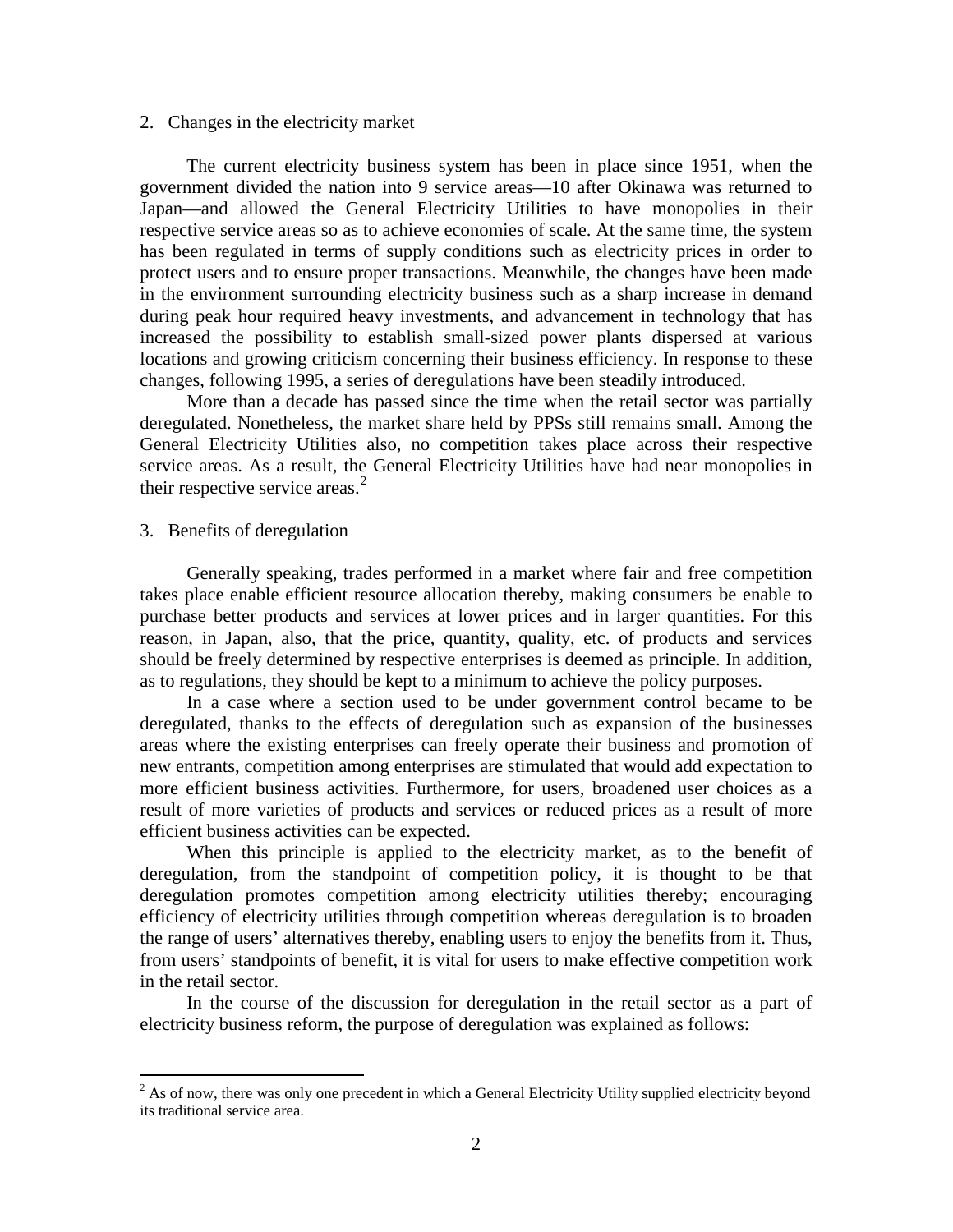## 2. Changes in the electricity market

The current electricity business system has been in place since 1951, when the government divided the nation into 9 service areas—10 after Okinawa was returned to Japan—and allowed the General Electricity Utilities to have monopolies in their respective service areas so as to achieve economies of scale. At the same time, the system has been regulated in terms of supply conditions such as electricity prices in order to protect users and to ensure proper transactions. Meanwhile, the changes have been made in the environment surrounding electricity business such as a sharp increase in demand during peak hour required heavy investments, and advancement in technology that has increased the possibility to establish small-sized power plants dispersed at various locations and growing criticism concerning their business efficiency. In response to these changes, following 1995, a series of deregulations have been steadily introduced.

More than a decade has passed since the time when the retail sector was partially deregulated. Nonetheless, the market share held by PPSs still remains small. Among the General Electricity Utilities also, no competition takes place across their respective service areas. As a result, the General Electricity Utilities have had near monopolies in their respective service areas.[2]

## 3. Benefits of deregulation

Generally speaking, trades performed in a market where fair and free competition takes place enable efficient resource allocation thereby, making consumers be enable to purchase better products and services at lower prices and in larger quantities. For this reason, in Japan, also, that the price, quantity, quality, etc. of products and services should be freely determined by respective enterprises is deemed as principle. In addition, as to regulations, they should be kept to a minimum to achieve the policy purposes.

In a case where a section used to be under government control became to be deregulated, thanks to the effects of deregulation such as expansion of the businesses areas where the existing enterprises can freely operate their business and promotion of new entrants, competition among enterprises are stimulated that would add expectation to more efficient business activities. Furthermore, for users, broadened user choices as a result of more varieties of products and services or reduced prices as a result of more efficient business activities can be expected.

When this principle is applied to the electricity market, as to the benefit of deregulation, from the standpoint of competition policy, it is thought to be that deregulation promotes competition among electricity utilities thereby; encouraging efficiency of electricity utilities through competition whereas deregulation is to broaden the range of users' alternatives thereby, enabling users to enjoy the benefits from it. Thus, from users' standpoints of benefit, it is vital for users to make effective competition work in the retail sector.

In the course of the discussion for deregulation in the retail sector as a part of electricity business reform, the purpose of deregulation was explained as follows:

[2] As of now, there was only one precedent in which a General Electricity Utility supplied electricity beyond its traditional service area.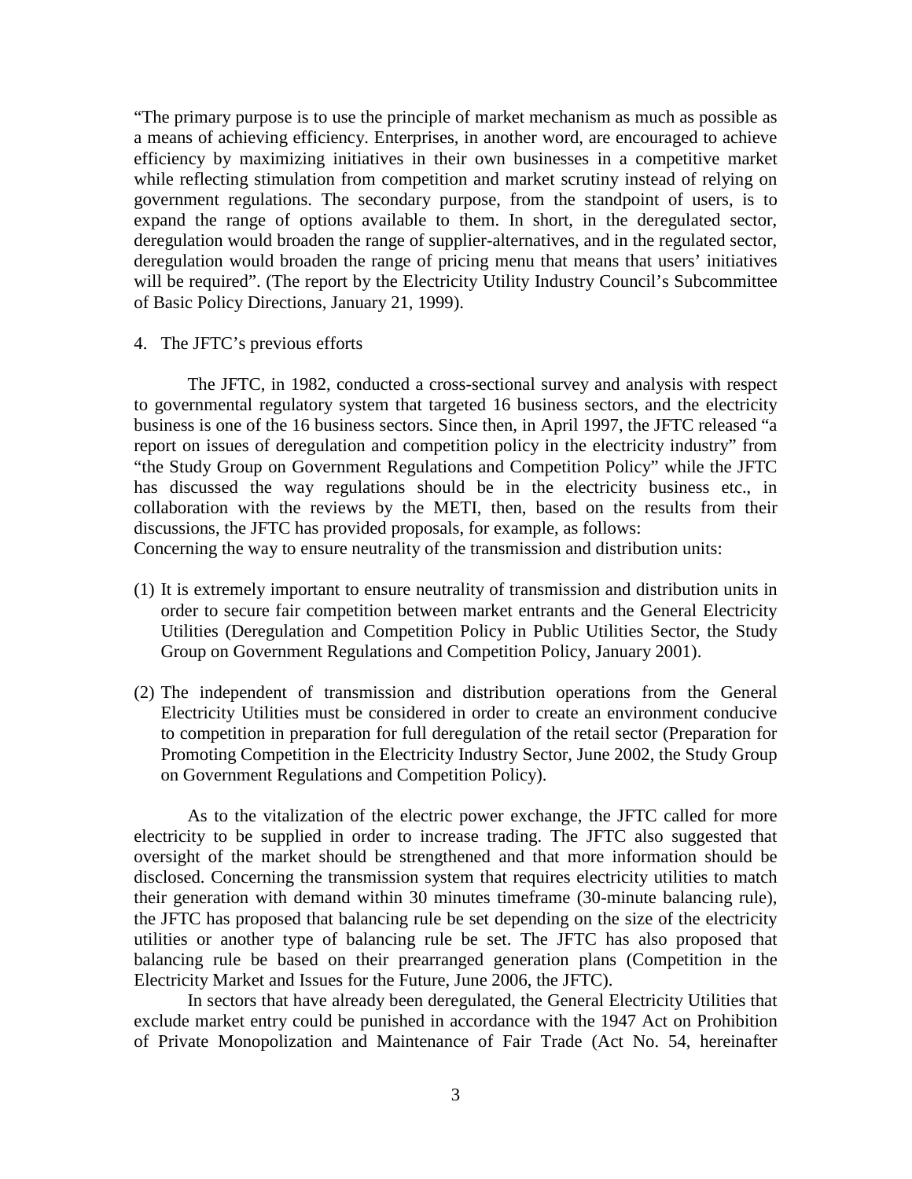"The primary purpose is to use the principle of market mechanism as much as possible as a means of achieving efficiency. Enterprises, in another word, are encouraged to achieve efficiency by maximizing initiatives in their own businesses in a competitive market while reflecting stimulation from competition and market scrutiny instead of relying on government regulations. The secondary purpose, from the standpoint of users, is to expand the range of options available to them. In short, in the deregulated sector, deregulation would broaden the range of supplier-alternatives, and in the regulated sector, deregulation would broaden the range of pricing menu that means that users' initiatives will be required". (The report by the Electricity Utility Industry Council's Subcommittee of Basic Policy Directions, January 21, 1999).

## 4. The JFTC's previous efforts

The JFTC, in 1982, conducted a cross-sectional survey and analysis with respect to governmental regulatory system that targeted 16 business sectors, and the electricity business is one of the 16 business sectors. Since then, in April 1997, the JFTC released "a report on issues of deregulation and competition policy in the electricity industry" from "the Study Group on Government Regulations and Competition Policy" while the JFTC has discussed the way regulations should be in the electricity business etc., in collaboration with the reviews by the METI, then, based on the results from their discussions, the JFTC has provided proposals, for example, as follows:

Concerning the way to ensure neutrality of the transmission and distribution units:

(1) It is extremely important to ensure neutrality of transmission and distribution units in order to secure fair competition between market entrants and the General Electricity Utilities (Deregulation and Competition Policy in Public Utilities Sector, the Study Group on Government Regulations and Competition Policy, January 2001).

(2) The independent of transmission and distribution operations from the General Electricity Utilities must be considered in order to create an environment conducive to competition in preparation for full deregulation of the retail sector (Preparation for Promoting Competition in the Electricity Industry Sector, June 2002, the Study Group on Government Regulations and Competition Policy).

As to the vitalization of the electric power exchange, the JFTC called for more electricity to be supplied in order to increase trading. The JFTC also suggested that oversight of the market should be strengthened and that more information should be disclosed. Concerning the transmission system that requires electricity utilities to match their generation with demand within 30 minutes timeframe (30-minute balancing rule), the JFTC has proposed that balancing rule be set depending on the size of the electricity utilities or another type of balancing rule be set. The JFTC has also proposed that balancing rule be based on their prearranged generation plans (Competition in the Electricity Market and Issues for the Future, June 2006, the JFTC).

In sectors that have already been deregulated, the General Electricity Utilities that exclude market entry could be punished in accordance with the 1947 Act on Prohibition of Private Monopolization and Maintenance of Fair Trade (Act No. 54, hereinafter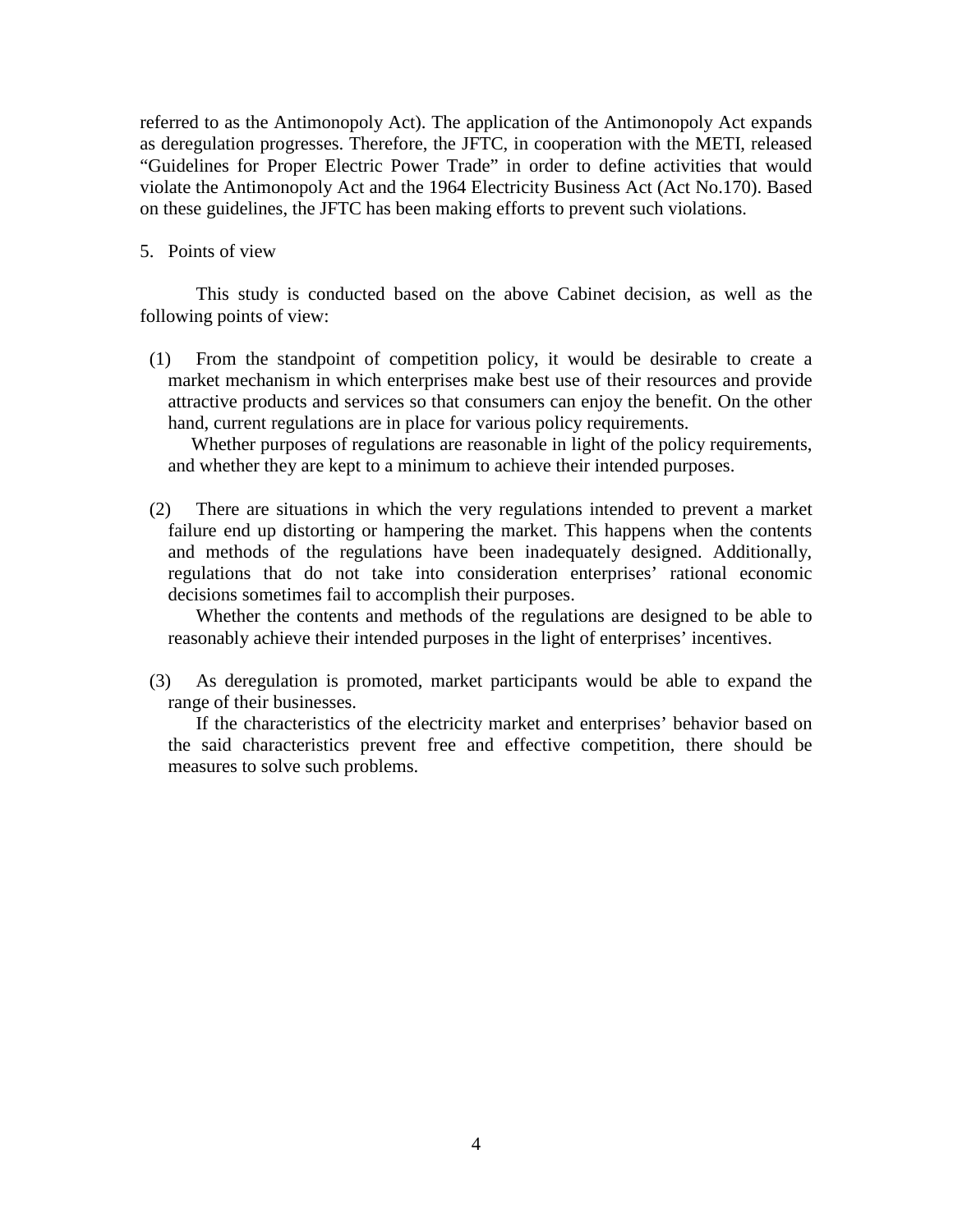referred to as the Antimonopoly Act). The application of the Antimonopoly Act expands as deregulation progresses. Therefore, the JFTC, in cooperation with the METI, released "Guidelines for Proper Electric Power Trade" in order to define activities that would violate the Antimonopoly Act and the 1964 Electricity Business Act (Act No.170). Based on these guidelines, the JFTC has been making efforts to prevent such violations.

## 5. Points of view

This study is conducted based on the above Cabinet decision, as well as the following points of view:

(1) From the standpoint of competition policy, it would be desirable to create a market mechanism in which enterprises make best use of their resources and provide attractive products and services so that consumers can enjoy the benefit. On the other hand, current regulations are in place for various policy requirements.

Whether purposes of regulations are reasonable in light of the policy requirements, and whether they are kept to a minimum to achieve their intended purposes.

(2) There are situations in which the very regulations intended to prevent a market failure end up distorting or hampering the market. This happens when the contents and methods of the regulations have been inadequately designed. Additionally, regulations that do not take into consideration enterprises' rational economic decisions sometimes fail to accomplish their purposes.

Whether the contents and methods of the regulations are designed to be able to reasonably achieve their intended purposes in the light of enterprises' incentives.

(3) As deregulation is promoted, market participants would be able to expand the range of their businesses.

If the characteristics of the electricity market and enterprises' behavior based on the said characteristics prevent free and effective competition, there should be measures to solve such problems.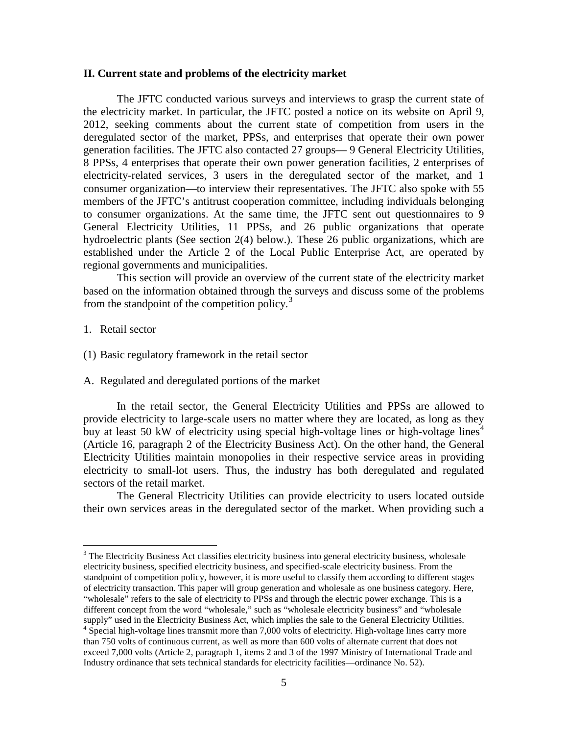## II. Current state and problems of the electricity market

The JFTC conducted various surveys and interviews to grasp the current state of the electricity market. In particular, the JFTC posted a notice on its website on April 9, 2012, seeking comments about the current state of competition from users in the deregulated sector of the market, PPSs, and enterprises that operate their own power generation facilities. The JFTC also contacted 27 groups— 9 General Electricity Utilities, 8 PPSs, 4 enterprises that operate their own power generation facilities, 2 enterprises of electricity-related services, 3 users in the deregulated sector of the market, and 1 consumer organization—to interview their representatives. The JFTC also spoke with 55 members of the JFTC's antitrust cooperation committee, including individuals belonging to consumer organizations. At the same time, the JFTC sent out questionnaires to 9 General Electricity Utilities, 11 PPSs, and 26 public organizations that operate hydroelectric plants (See section 2(4) below.). These 26 public organizations, which are established under the Article 2 of the Local Public Enterprise Act, are operated by regional governments and municipalities.

This section will provide an overview of the current state of the electricity market based on the information obtained through the surveys and discuss some of the problems from the standpoint of the competition policy.[3]

1. Retail sector

(1) Basic regulatory framework in the retail sector

A. Regulated and deregulated portions of the market

In the retail sector, the General Electricity Utilities and PPSs are allowed to provide electricity to large-scale users no matter where they are located, as long as they buy at least 50 kW of electricity using special high-voltage lines or high-voltage lines[4] (Article 16, paragraph 2 of the Electricity Business Act). On the other hand, the General Electricity Utilities maintain monopolies in their respective service areas in providing electricity to small-lot users. Thus, the industry has both deregulated and regulated sectors of the retail market.

The General Electricity Utilities can provide electricity to users located outside their own services areas in the deregulated sector of the market. When providing such a

---

[3] The Electricity Business Act classifies electricity business into general electricity business, wholesale electricity business, specified electricity business, and specified-scale electricity business. From the standpoint of competition policy, however, it is more useful to classify them according to different stages of electricity transaction. This paper will group generation and wholesale as one business category. Here, "wholesale" refers to the sale of electricity to PPSs and through the electric power exchange. This is a different concept from the word "wholesale," such as "wholesale electricity business" and "wholesale supply" used in the Electricity Business Act, which implies the sale to the General Electricity Utilities.

[4] Special high-voltage lines transmit more than 7,000 volts of electricity. High-voltage lines carry more than 750 volts of continuous current, as well as more than 600 volts of alternate current that does not exceed 7,000 volts (Article 2, paragraph 1, items 2 and 3 of the 1997 Ministry of International Trade and Industry ordinance that sets technical standards for electricity facilities—ordinance No. 52).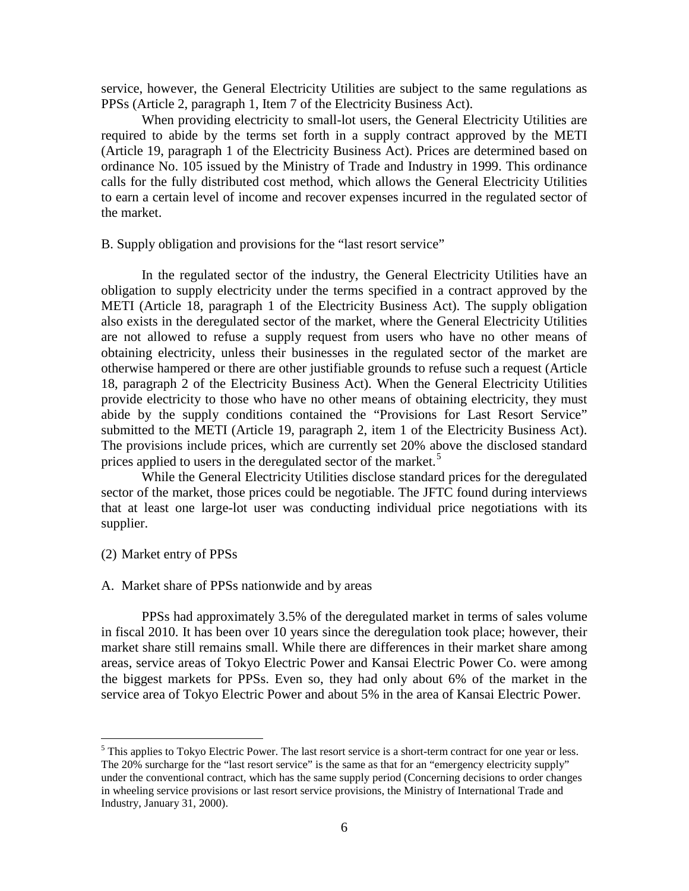service, however, the General Electricity Utilities are subject to the same regulations as PPSs (Article 2, paragraph 1, Item 7 of the Electricity Business Act).

When providing electricity to small-lot users, the General Electricity Utilities are required to abide by the terms set forth in a supply contract approved by the METI (Article 19, paragraph 1 of the Electricity Business Act). Prices are determined based on ordinance No. 105 issued by the Ministry of Trade and Industry in 1999. This ordinance calls for the fully distributed cost method, which allows the General Electricity Utilities to earn a certain level of income and recover expenses incurred in the regulated sector of the market.

B. Supply obligation and provisions for the "last resort service"

In the regulated sector of the industry, the General Electricity Utilities have an obligation to supply electricity under the terms specified in a contract approved by the METI (Article 18, paragraph 1 of the Electricity Business Act). The supply obligation also exists in the deregulated sector of the market, where the General Electricity Utilities are not allowed to refuse a supply request from users who have no other means of obtaining electricity, unless their businesses in the regulated sector of the market are otherwise hampered or there are other justifiable grounds to refuse such a request (Article 18, paragraph 2 of the Electricity Business Act). When the General Electricity Utilities provide electricity to those who have no other means of obtaining electricity, they must abide by the supply conditions contained the "Provisions for Last Resort Service" submitted to the METI (Article 19, paragraph 2, item 1 of the Electricity Business Act). The provisions include prices, which are currently set 20% above the disclosed standard prices applied to users in the deregulated sector of the market.[5]

While the General Electricity Utilities disclose standard prices for the deregulated sector of the market, those prices could be negotiable. The JFTC found during interviews that at least one large-lot user was conducting individual price negotiations with its supplier.

(2) Market entry of PPSs

A. Market share of PPSs nationwide and by areas

PPSs had approximately 3.5% of the deregulated market in terms of sales volume in fiscal 2010. It has been over 10 years since the deregulation took place; however, their market share still remains small. While there are differences in their market share among areas, service areas of Tokyo Electric Power and Kansai Electric Power Co. were among the biggest markets for PPSs. Even so, they had only about 6% of the market in the service area of Tokyo Electric Power and about 5% in the area of Kansai Electric Power.

---

[5] This applies to Tokyo Electric Power. The last resort service is a short-term contract for one year or less. The 20% surcharge for the "last resort service" is the same as that for an "emergency electricity supply" under the conventional contract, which has the same supply period (Concerning decisions to order changes in wheeling service provisions or last resort service provisions, the Ministry of International Trade and Industry, January 31, 2000).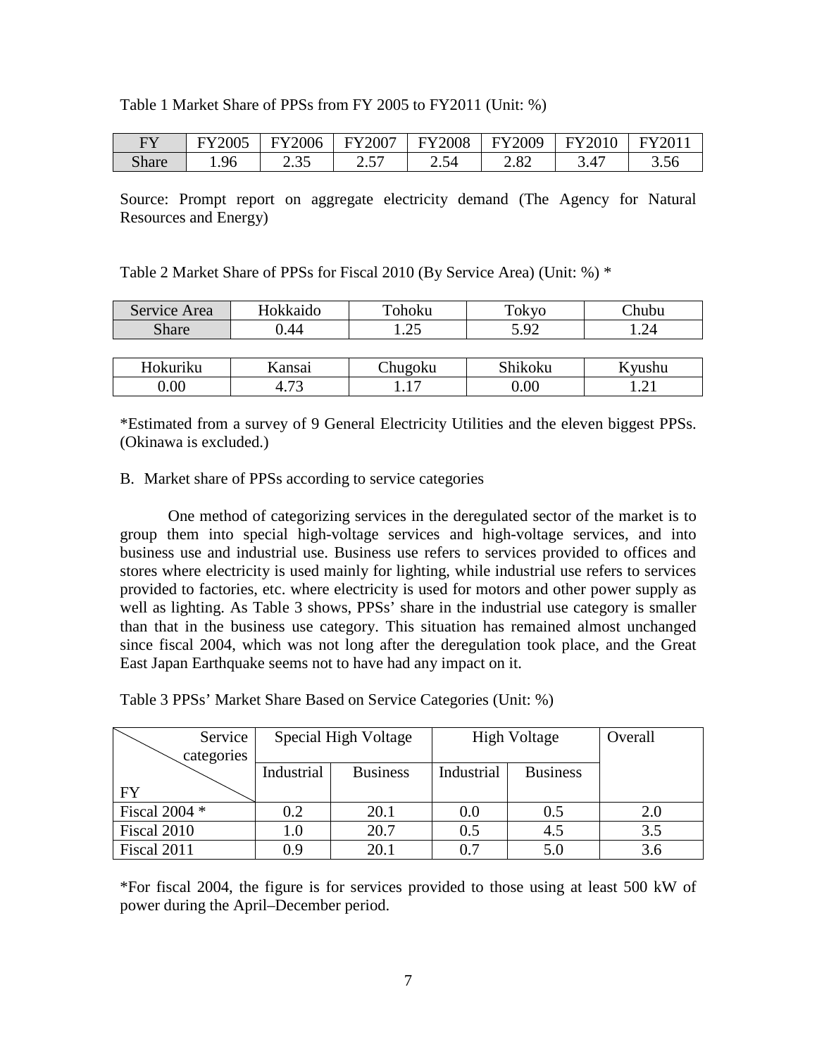Table 1 Market Share of PPSs from FY 2005 to FY2011 (Unit: %)

| FY | FY2005 | FY2006 | FY2007 | FY2008 | FY2009 | FY2010 | FY2011 |
|---|---|---|---|---|---|---|---|
| Share | 1.96 | 2.35 | 2.57 | 2.54 | 2.82 | 3.47 | 3.56 |

Source: Prompt report on aggregate electricity demand (The Agency for Natural Resources and Energy)

Table 2 Market Share of PPSs for Fiscal 2010 (By Service Area) (Unit: %) *

| Service Area | Hokkaido | Tohoku | Tokyo | Chubu |
|---|---|---|---|---|
| Share | 0.44 | 1.25 | 5.92 | 1.24 |

| Hokuriku | Kansai | Chugoku | Shikoku | Kyushu |
|---|---|---|---|---|
| 0.00 | 4.73 | 1.17 | 0.00 | 1.21 |

*Estimated from a survey of 9 General Electricity Utilities and the eleven biggest PPSs. (Okinawa is excluded.)

B. Market share of PPSs according to service categories

One method of categorizing services in the deregulated sector of the market is to group them into special high-voltage services and high-voltage services, and into business use and industrial use. Business use refers to services provided to offices and stores where electricity is used mainly for lighting, while industrial use refers to services provided to factories, etc. where electricity is used for motors and other power supply as well as lighting. As Table 3 shows, PPSs' share in the industrial use category is smaller than that in the business use category. This situation has remained almost unchanged since fiscal 2004, which was not long after the deregulation took place, and the Great East Japan Earthquake seems not to have had any impact on it.

Table 3 PPSs' Market Share Based on Service Categories (Unit: %)

| Service categories / FY | Special High Voltage | | High Voltage | | Overall |
|---|---|---|---|---|---|
| | Industrial | Business | Industrial | Business | |
| Fiscal 2004 * | 0.2 | 20.1 | 0.0 | 0.5 | 2.0 |
| Fiscal 2010 | 1.0 | 20.7 | 0.5 | 4.5 | 3.5 |
| Fiscal 2011 | 0.9 | 20.1 | 0.7 | 5.0 | 3.6 |

*For fiscal 2004, the figure is for services provided to those using at least 500 kW of power during the April–December period.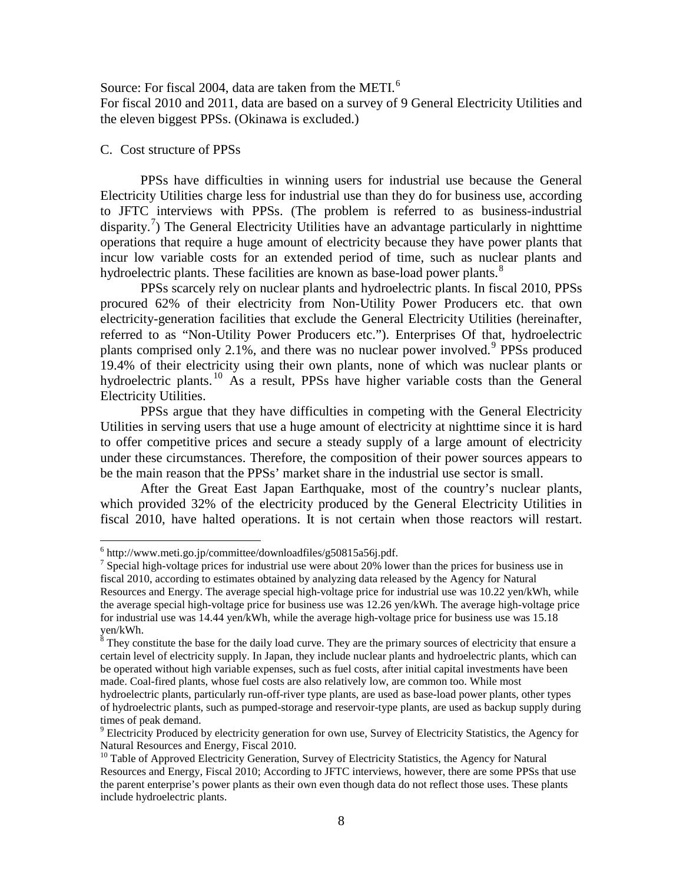Source: For fiscal 2004, data are taken from the METI.[6]

For fiscal 2010 and 2011, data are based on a survey of 9 General Electricity Utilities and the eleven biggest PPSs. (Okinawa is excluded.)

C. Cost structure of PPSs

PPSs have difficulties in winning users for industrial use because the General Electricity Utilities charge less for industrial use than they do for business use, according to JFTC interviews with PPSs. (The problem is referred to as business-industrial disparity.[7]) The General Electricity Utilities have an advantage particularly in nighttime operations that require a huge amount of electricity because they have power plants that incur low variable costs for an extended period of time, such as nuclear plants and hydroelectric plants. These facilities are known as base-load power plants.[8]

PPSs scarcely rely on nuclear plants and hydroelectric plants. In fiscal 2010, PPSs procured 62% of their electricity from Non-Utility Power Producers etc. that own electricity-generation facilities that exclude the General Electricity Utilities (hereinafter, referred to as "Non-Utility Power Producers etc."). Enterprises Of that, hydroelectric plants comprised only 2.1%, and there was no nuclear power involved.[9] PPSs produced 19.4% of their electricity using their own plants, none of which was nuclear plants or hydroelectric plants.[10] As a result, PPSs have higher variable costs than the General Electricity Utilities.

PPSs argue that they have difficulties in competing with the General Electricity Utilities in serving users that use a huge amount of electricity at nighttime since it is hard to offer competitive prices and secure a steady supply of a large amount of electricity under these circumstances. Therefore, the composition of their power sources appears to be the main reason that the PPSs' market share in the industrial use sector is small.

After the Great East Japan Earthquake, most of the country's nuclear plants, which provided 32% of the electricity produced by the General Electricity Utilities in fiscal 2010, have halted operations. It is not certain when those reactors will restart.

---

[6] http://www.meti.go.jp/committee/downloadfiles/g50815a56j.pdf.

[7] Special high-voltage prices for industrial use were about 20% lower than the prices for business use in fiscal 2010, according to estimates obtained by analyzing data released by the Agency for Natural Resources and Energy. The average special high-voltage price for industrial use was 10.22 yen/kWh, while the average special high-voltage price for business use was 12.26 yen/kWh. The average high-voltage price for industrial use was 14.44 yen/kWh, while the average high-voltage price for business use was 15.18 yen/kWh.

[8] They constitute the base for the daily load curve. They are the primary sources of electricity that ensure a certain level of electricity supply. In Japan, they include nuclear plants and hydroelectric plants, which can be operated without high variable expenses, such as fuel costs, after initial capital investments have been made. Coal-fired plants, whose fuel costs are also relatively low, are common too. While most hydroelectric plants, particularly run-off-river type plants, are used as base-load power plants, other types of hydroelectric plants, such as pumped-storage and reservoir-type plants, are used as backup supply during times of peak demand.

[9] Electricity Produced by electricity generation for own use, Survey of Electricity Statistics, the Agency for Natural Resources and Energy, Fiscal 2010.

[10] Table of Approved Electricity Generation, Survey of Electricity Statistics, the Agency for Natural Resources and Energy, Fiscal 2010; According to JFTC interviews, however, there are some PPSs that use the parent enterprise's power plants as their own even though data do not reflect those uses. These plants include hydroelectric plants.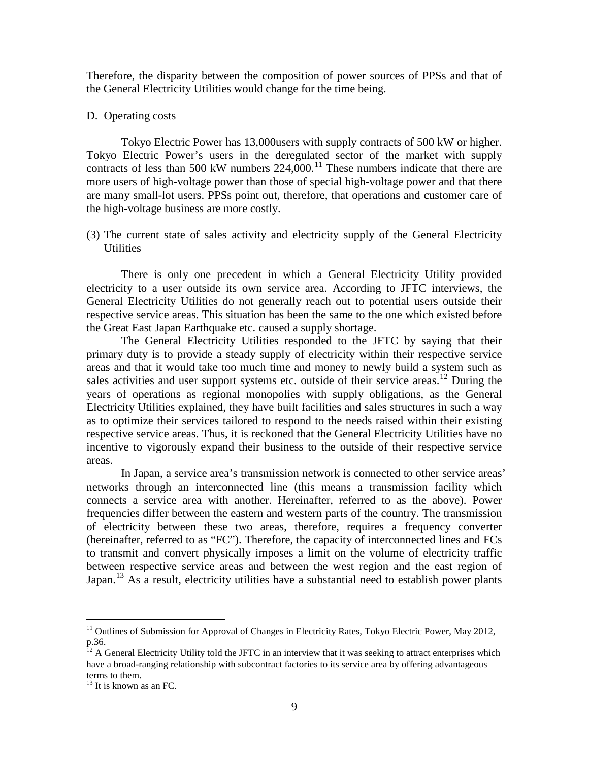Therefore, the disparity between the composition of power sources of PPSs and that of the General Electricity Utilities would change for the time being.

D. Operating costs

Tokyo Electric Power has 13,000users with supply contracts of 500 kW or higher. Tokyo Electric Power's users in the deregulated sector of the market with supply contracts of less than 500 kW numbers 224,000.[11] These numbers indicate that there are more users of high-voltage power than those of special high-voltage power and that there are many small-lot users. PPSs point out, therefore, that operations and customer care of the high-voltage business are more costly.

(3) The current state of sales activity and electricity supply of the General Electricity Utilities

There is only one precedent in which a General Electricity Utility provided electricity to a user outside its own service area. According to JFTC interviews, the General Electricity Utilities do not generally reach out to potential users outside their respective service areas. This situation has been the same to the one which existed before the Great East Japan Earthquake etc. caused a supply shortage.

The General Electricity Utilities responded to the JFTC by saying that their primary duty is to provide a steady supply of electricity within their respective service areas and that it would take too much time and money to newly build a system such as sales activities and user support systems etc. outside of their service areas.[12] During the years of operations as regional monopolies with supply obligations, as the General Electricity Utilities explained, they have built facilities and sales structures in such a way as to optimize their services tailored to respond to the needs raised within their existing respective service areas. Thus, it is reckoned that the General Electricity Utilities have no incentive to vigorously expand their business to the outside of their respective service areas.

In Japan, a service area's transmission network is connected to other service areas' networks through an interconnected line (this means a transmission facility which connects a service area with another. Hereinafter, referred to as the above). Power frequencies differ between the eastern and western parts of the country. The transmission of electricity between these two areas, therefore, requires a frequency converter (hereinafter, referred to as "FC"). Therefore, the capacity of interconnected lines and FCs to transmit and convert physically imposes a limit on the volume of electricity traffic between respective service areas and between the west region and the east region of Japan.[13] As a result, electricity utilities have a substantial need to establish power plants

[11] Outlines of Submission for Approval of Changes in Electricity Rates, Tokyo Electric Power, May 2012, p.36.

[12] A General Electricity Utility told the JFTC in an interview that it was seeking to attract enterprises which have a broad-ranging relationship with subcontract factories to its service area by offering advantageous terms to them.

[13] It is known as an FC.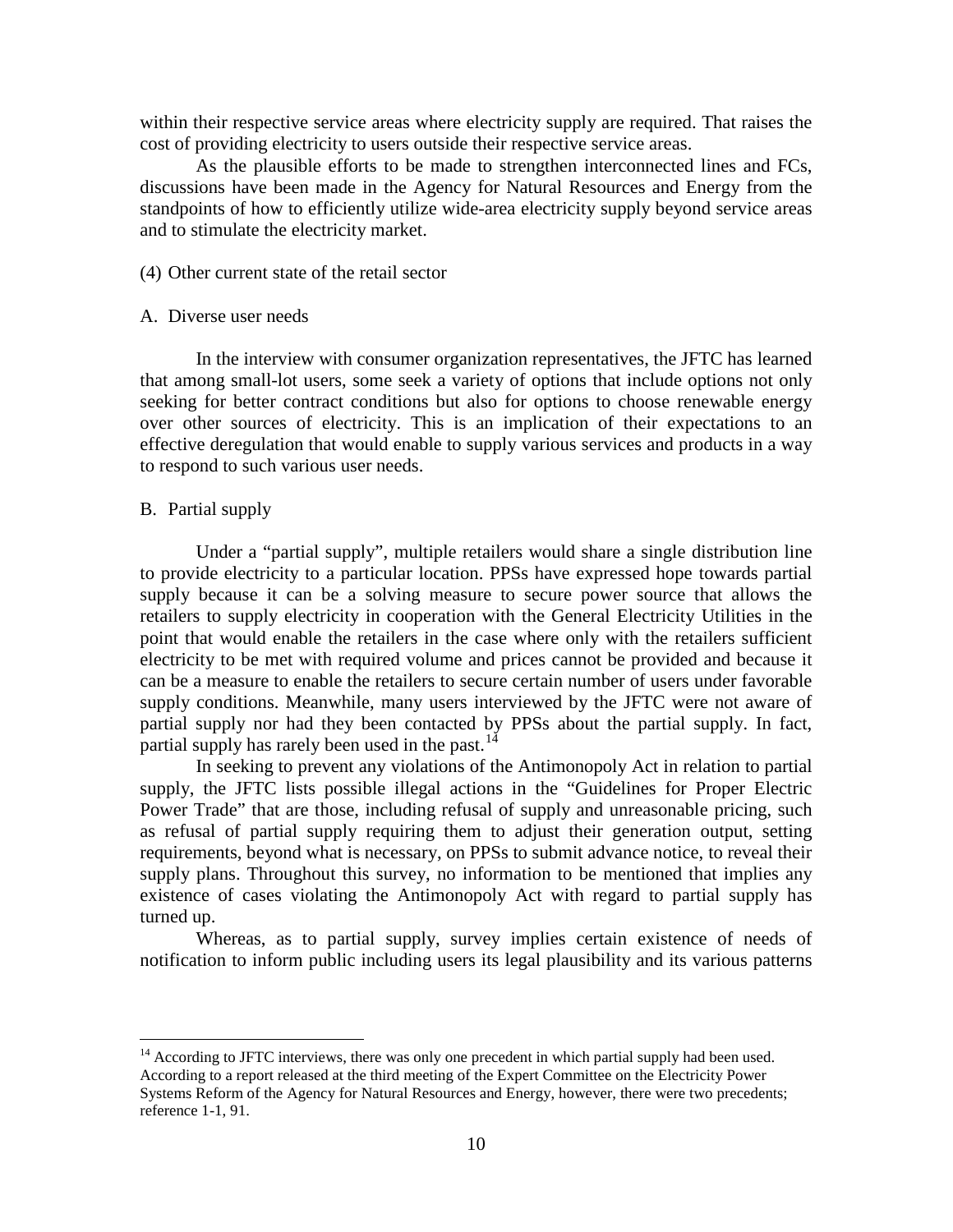within their respective service areas where electricity supply are required. That raises the cost of providing electricity to users outside their respective service areas.

As the plausible efforts to be made to strengthen interconnected lines and FCs, discussions have been made in the Agency for Natural Resources and Energy from the standpoints of how to efficiently utilize wide-area electricity supply beyond service areas and to stimulate the electricity market.

(4) Other current state of the retail sector

A. Diverse user needs

In the interview with consumer organization representatives, the JFTC has learned that among small-lot users, some seek a variety of options that include options not only seeking for better contract conditions but also for options to choose renewable energy over other sources of electricity. This is an implication of their expectations to an effective deregulation that would enable to supply various services and products in a way to respond to such various user needs.

B. Partial supply

Under a "partial supply", multiple retailers would share a single distribution line to provide electricity to a particular location. PPSs have expressed hope towards partial supply because it can be a solving measure to secure power source that allows the retailers to supply electricity in cooperation with the General Electricity Utilities in the point that would enable the retailers in the case where only with the retailers sufficient electricity to be met with required volume and prices cannot be provided and because it can be a measure to enable the retailers to secure certain number of users under favorable supply conditions. Meanwhile, many users interviewed by the JFTC were not aware of partial supply nor had they been contacted by PPSs about the partial supply. In fact, partial supply has rarely been used in the past.[14]

In seeking to prevent any violations of the Antimonopoly Act in relation to partial supply, the JFTC lists possible illegal actions in the "Guidelines for Proper Electric Power Trade" that are those, including refusal of supply and unreasonable pricing, such as refusal of partial supply requiring them to adjust their generation output, setting requirements, beyond what is necessary, on PPSs to submit advance notice, to reveal their supply plans. Throughout this survey, no information to be mentioned that implies any existence of cases violating the Antimonopoly Act with regard to partial supply has turned up.

Whereas, as to partial supply, survey implies certain existence of needs of notification to inform public including users its legal plausibility and its various patterns

---

[14] According to JFTC interviews, there was only one precedent in which partial supply had been used. According to a report released at the third meeting of the Expert Committee on the Electricity Power Systems Reform of the Agency for Natural Resources and Energy, however, there were two precedents; reference 1-1, 91.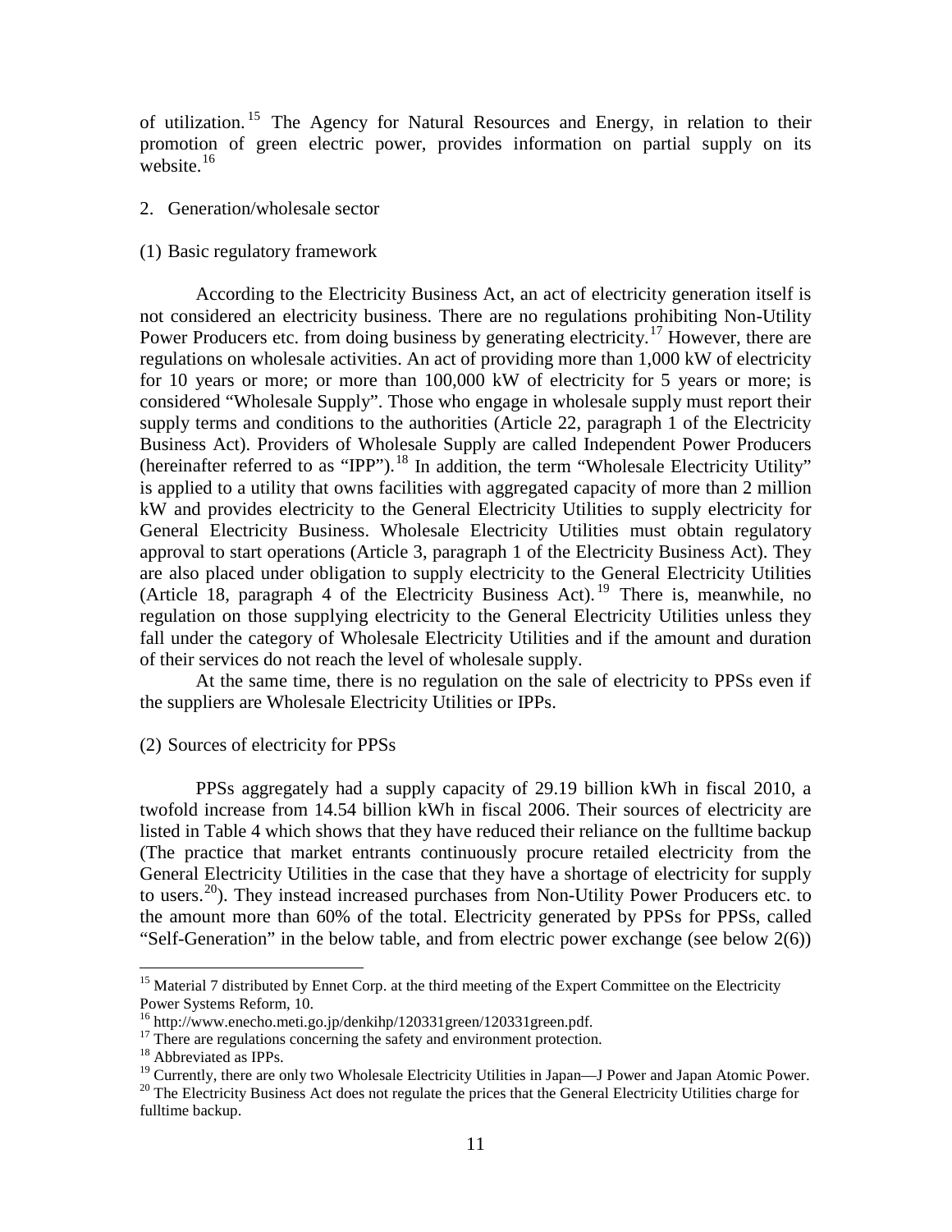of utilization.[15] The Agency for Natural Resources and Energy, in relation to their promotion of green electric power, provides information on partial supply on its website.[16]

2. Generation/wholesale sector

(1) Basic regulatory framework

According to the Electricity Business Act, an act of electricity generation itself is not considered an electricity business. There are no regulations prohibiting Non-Utility Power Producers etc. from doing business by generating electricity.[17] However, there are regulations on wholesale activities. An act of providing more than 1,000 kW of electricity for 10 years or more; or more than 100,000 kW of electricity for 5 years or more; is considered "Wholesale Supply". Those who engage in wholesale supply must report their supply terms and conditions to the authorities (Article 22, paragraph 1 of the Electricity Business Act). Providers of Wholesale Supply are called Independent Power Producers (hereinafter referred to as "IPP").[18] In addition, the term "Wholesale Electricity Utility" is applied to a utility that owns facilities with aggregated capacity of more than 2 million kW and provides electricity to the General Electricity Utilities to supply electricity for General Electricity Business. Wholesale Electricity Utilities must obtain regulatory approval to start operations (Article 3, paragraph 1 of the Electricity Business Act). They are also placed under obligation to supply electricity to the General Electricity Utilities (Article 18, paragraph 4 of the Electricity Business Act).[19] There is, meanwhile, no regulation on those supplying electricity to the General Electricity Utilities unless they fall under the category of Wholesale Electricity Utilities and if the amount and duration of their services do not reach the level of wholesale supply.

At the same time, there is no regulation on the sale of electricity to PPSs even if the suppliers are Wholesale Electricity Utilities or IPPs.

(2) Sources of electricity for PPSs

PPSs aggregately had a supply capacity of 29.19 billion kWh in fiscal 2010, a twofold increase from 14.54 billion kWh in fiscal 2006. Their sources of electricity are listed in Table 4 which shows that they have reduced their reliance on the fulltime backup (The practice that market entrants continuously procure retailed electricity from the General Electricity Utilities in the case that they have a shortage of electricity for supply to users.[20]). They instead increased purchases from Non-Utility Power Producers etc. to the amount more than 60% of the total. Electricity generated by PPSs for PPSs, called "Self-Generation" in the below table, and from electric power exchange (see below 2(6))

---

[15] Material 7 distributed by Ennet Corp. at the third meeting of the Expert Committee on the Electricity Power Systems Reform, 10.

[16] http://www.enecho.meti.go.jp/denkihp/120331green/120331green.pdf.

[17] There are regulations concerning the safety and environment protection.

[18] Abbreviated as IPPs.

[19] Currently, there are only two Wholesale Electricity Utilities in Japan—J Power and Japan Atomic Power.

[20] The Electricity Business Act does not regulate the prices that the General Electricity Utilities charge for fulltime backup.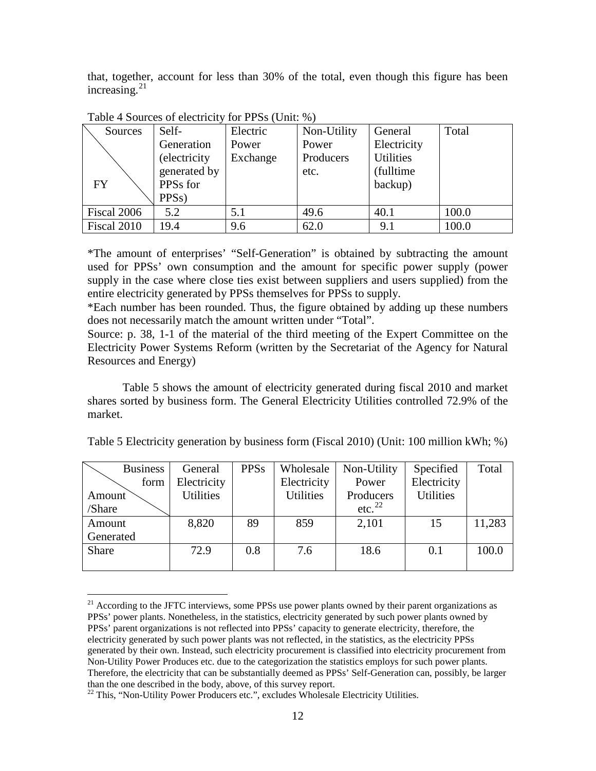that, together, account for less than 30% of the total, even though this figure has been increasing.[21]

Table 4 Sources of electricity for PPSs (Unit: %)

| Sources / FY | Self-Generation (electricity generated by PPSs for PPSs) | Electric Power Exchange | Non-Utility Power Producers etc. | General Electricity Utilities (fulltime backup) | Total |
|---|---|---|---|---|---|
| Fiscal 2006 | 5.2 | 5.1 | 49.6 | 40.1 | 100.0 |
| Fiscal 2010 | 19.4 | 9.6 | 62.0 | 9.1 | 100.0 |

*The amount of enterprises' "Self-Generation" is obtained by subtracting the amount used for PPSs' own consumption and the amount for specific power supply (power supply in the case where close ties exist between suppliers and users supplied) from the entire electricity generated by PPSs themselves for PPSs to supply.

*Each number has been rounded. Thus, the figure obtained by adding up these numbers does not necessarily match the amount written under "Total".

Source: p. 38, 1-1 of the material of the third meeting of the Expert Committee on the Electricity Power Systems Reform (written by the Secretariat of the Agency for Natural Resources and Energy)

Table 5 shows the amount of electricity generated during fiscal 2010 and market shares sorted by business form. The General Electricity Utilities controlled 72.9% of the market.

Table 5 Electricity generation by business form (Fiscal 2010) (Unit: 100 million kWh; %)

| Business form / Amount /Share | General Electricity Utilities | PPSs | Wholesale Electricity Utilities | Non-Utility Power Producers etc.[22] | Specified Electricity Utilities | Total |
|---|---|---|---|---|---|---|
| Amount Generated | 8,820 | 89 | 859 | 2,101 | 15 | 11,283 |
| Share | 72.9 | 0.8 | 7.6 | 18.6 | 0.1 | 100.0 |

[21] According to the JFTC interviews, some PPSs use power plants owned by their parent organizations as PPSs' power plants. Nonetheless, in the statistics, electricity generated by such power plants owned by PPSs' parent organizations is not reflected into PPSs' capacity to generate electricity, therefore, the electricity generated by such power plants was not reflected, in the statistics, as the electricity PPSs generated by their own. Instead, such electricity procurement is classified into electricity procurement from Non-Utility Power Produces etc. due to the categorization the statistics employs for such power plants. Therefore, the electricity that can be substantially deemed as PPSs' Self-Generation can, possibly, be larger than the one described in the body, above, of this survey report.

[22] This, "Non-Utility Power Producers etc.", excludes Wholesale Electricity Utilities.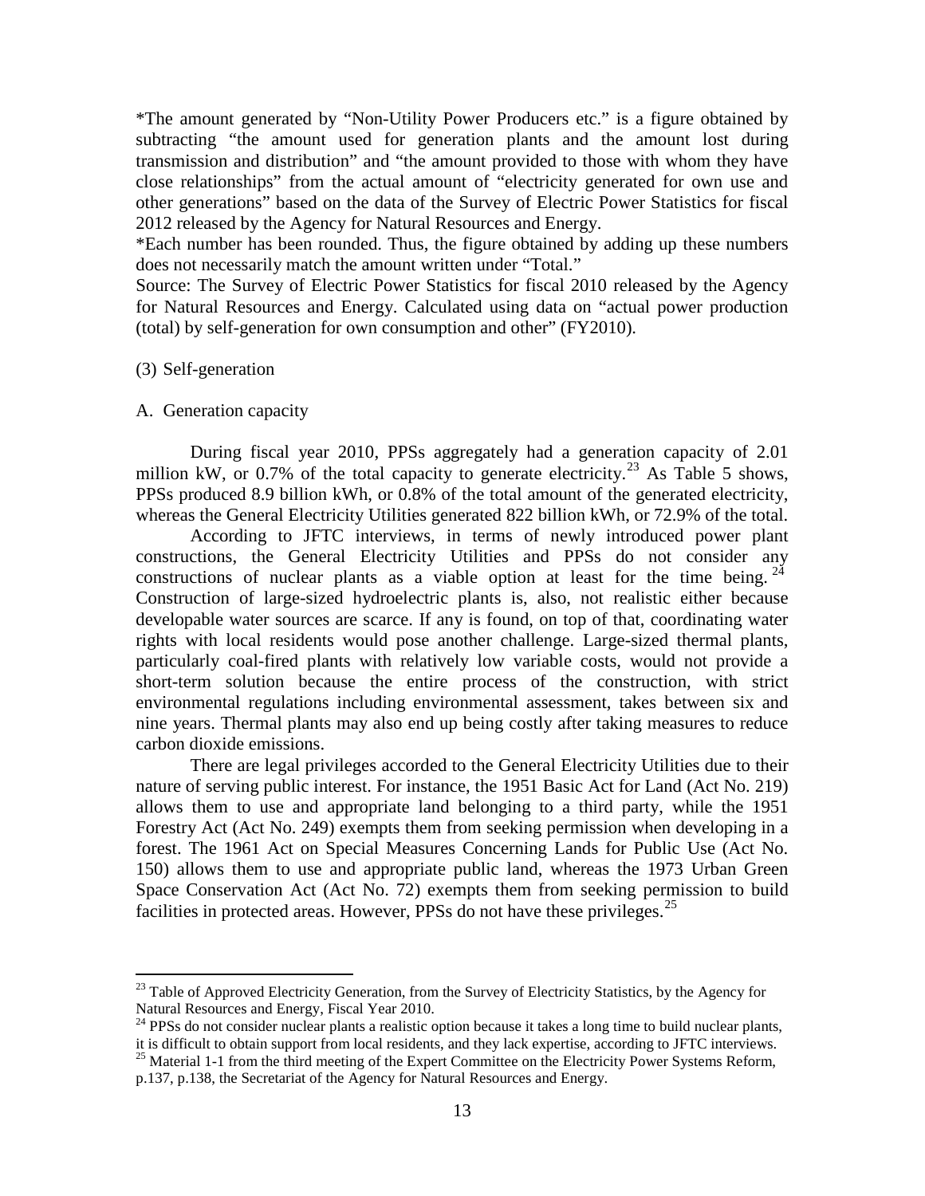*The amount generated by "Non-Utility Power Producers etc." is a figure obtained by subtracting "the amount used for generation plants and the amount lost during transmission and distribution" and "the amount provided to those with whom they have close relationships" from the actual amount of "electricity generated for own use and other generations" based on the data of the Survey of Electric Power Statistics for fiscal 2012 released by the Agency for Natural Resources and Energy.

*Each number has been rounded. Thus, the figure obtained by adding up these numbers does not necessarily match the amount written under "Total."

Source: The Survey of Electric Power Statistics for fiscal 2010 released by the Agency for Natural Resources and Energy. Calculated using data on "actual power production (total) by self-generation for own consumption and other" (FY2010).

(3) Self-generation

A. Generation capacity

During fiscal year 2010, PPSs aggregately had a generation capacity of 2.01 million kW, or 0.7% of the total capacity to generate electricity.[23] As Table 5 shows, PPSs produced 8.9 billion kWh, or 0.8% of the total amount of the generated electricity, whereas the General Electricity Utilities generated 822 billion kWh, or 72.9% of the total.

According to JFTC interviews, in terms of newly introduced power plant constructions, the General Electricity Utilities and PPSs do not consider any constructions of nuclear plants as a viable option at least for the time being.[24] Construction of large-sized hydroelectric plants is, also, not realistic either because developable water sources are scarce. If any is found, on top of that, coordinating water rights with local residents would pose another challenge. Large-sized thermal plants, particularly coal-fired plants with relatively low variable costs, would not provide a short-term solution because the entire process of the construction, with strict environmental regulations including environmental assessment, takes between six and nine years. Thermal plants may also end up being costly after taking measures to reduce carbon dioxide emissions.

There are legal privileges accorded to the General Electricity Utilities due to their nature of serving public interest. For instance, the 1951 Basic Act for Land (Act No. 219) allows them to use and appropriate land belonging to a third party, while the 1951 Forestry Act (Act No. 249) exempts them from seeking permission when developing in a forest. The 1961 Act on Special Measures Concerning Lands for Public Use (Act No. 150) allows them to use and appropriate public land, whereas the 1973 Urban Green Space Conservation Act (Act No. 72) exempts them from seeking permission to build facilities in protected areas. However, PPSs do not have these privileges.[25]

---

[23] Table of Approved Electricity Generation, from the Survey of Electricity Statistics, by the Agency for Natural Resources and Energy, Fiscal Year 2010.

[24] PPSs do not consider nuclear plants a realistic option because it takes a long time to build nuclear plants, it is difficult to obtain support from local residents, and they lack expertise, according to JFTC interviews.

[25] Material 1-1 from the third meeting of the Expert Committee on the Electricity Power Systems Reform, p.137, p.138, the Secretariat of the Agency for Natural Resources and Energy.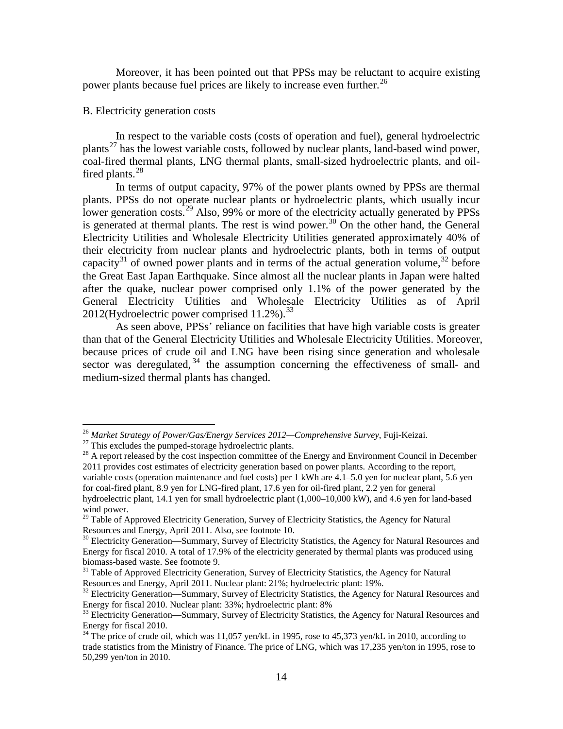Moreover, it has been pointed out that PPSs may be reluctant to acquire existing power plants because fuel prices are likely to increase even further.[26]

B. Electricity generation costs

In respect to the variable costs (costs of operation and fuel), general hydroelectric plants[27] has the lowest variable costs, followed by nuclear plants, land-based wind power, coal-fired thermal plants, LNG thermal plants, small-sized hydroelectric plants, and oil-fired plants.[28]

In terms of output capacity, 97% of the power plants owned by PPSs are thermal plants. PPSs do not operate nuclear plants or hydroelectric plants, which usually incur lower generation costs.[29] Also, 99% or more of the electricity actually generated by PPSs is generated at thermal plants. The rest is wind power.[30] On the other hand, the General Electricity Utilities and Wholesale Electricity Utilities generated approximately 40% of their electricity from nuclear plants and hydroelectric plants, both in terms of output capacity[31] of owned power plants and in terms of the actual generation volume,[32] before the Great East Japan Earthquake. Since almost all the nuclear plants in Japan were halted after the quake, nuclear power comprised only 1.1% of the power generated by the General Electricity Utilities and Wholesale Electricity Utilities as of April 2012(Hydroelectric power comprised 11.2%).[33]

As seen above, PPSs' reliance on facilities that have high variable costs is greater than that of the General Electricity Utilities and Wholesale Electricity Utilities. Moreover, because prices of crude oil and LNG have been rising since generation and wholesale sector was deregulated,[34] the assumption concerning the effectiveness of small- and medium-sized thermal plants has changed.

---

[26] *Market Strategy of Power/Gas/Energy Services 2012—Comprehensive Survey*, Fuji-Keizai.

[27] This excludes the pumped-storage hydroelectric plants.

[28] A report released by the cost inspection committee of the Energy and Environment Council in December 2011 provides cost estimates of electricity generation based on power plants. According to the report, variable costs (operation maintenance and fuel costs) per 1 kWh are 4.1–5.0 yen for nuclear plant, 5.6 yen for coal-fired plant, 8.9 yen for LNG-fired plant, 17.6 yen for oil-fired plant, 2.2 yen for general hydroelectric plant, 14.1 yen for small hydroelectric plant (1,000–10,000 kW), and 4.6 yen for land-based wind power.

[29] Table of Approved Electricity Generation, Survey of Electricity Statistics, the Agency for Natural Resources and Energy, April 2011. Also, see footnote 10.

[30] Electricity Generation—Summary, Survey of Electricity Statistics, the Agency for Natural Resources and Energy for fiscal 2010. A total of 17.9% of the electricity generated by thermal plants was produced using biomass-based waste. See footnote 9.

[31] Table of Approved Electricity Generation, Survey of Electricity Statistics, the Agency for Natural Resources and Energy, April 2011. Nuclear plant: 21%; hydroelectric plant: 19%.

[32] Electricity Generation—Summary, Survey of Electricity Statistics, the Agency for Natural Resources and Energy for fiscal 2010. Nuclear plant: 33%; hydroelectric plant: 8%

[33] Electricity Generation—Summary, Survey of Electricity Statistics, the Agency for Natural Resources and Energy for fiscal 2010.

[34] The price of crude oil, which was 11,057 yen/kL in 1995, rose to 45,373 yen/kL in 2010, according to trade statistics from the Ministry of Finance. The price of LNG, which was 17,235 yen/ton in 1995, rose to 50,299 yen/ton in 2010.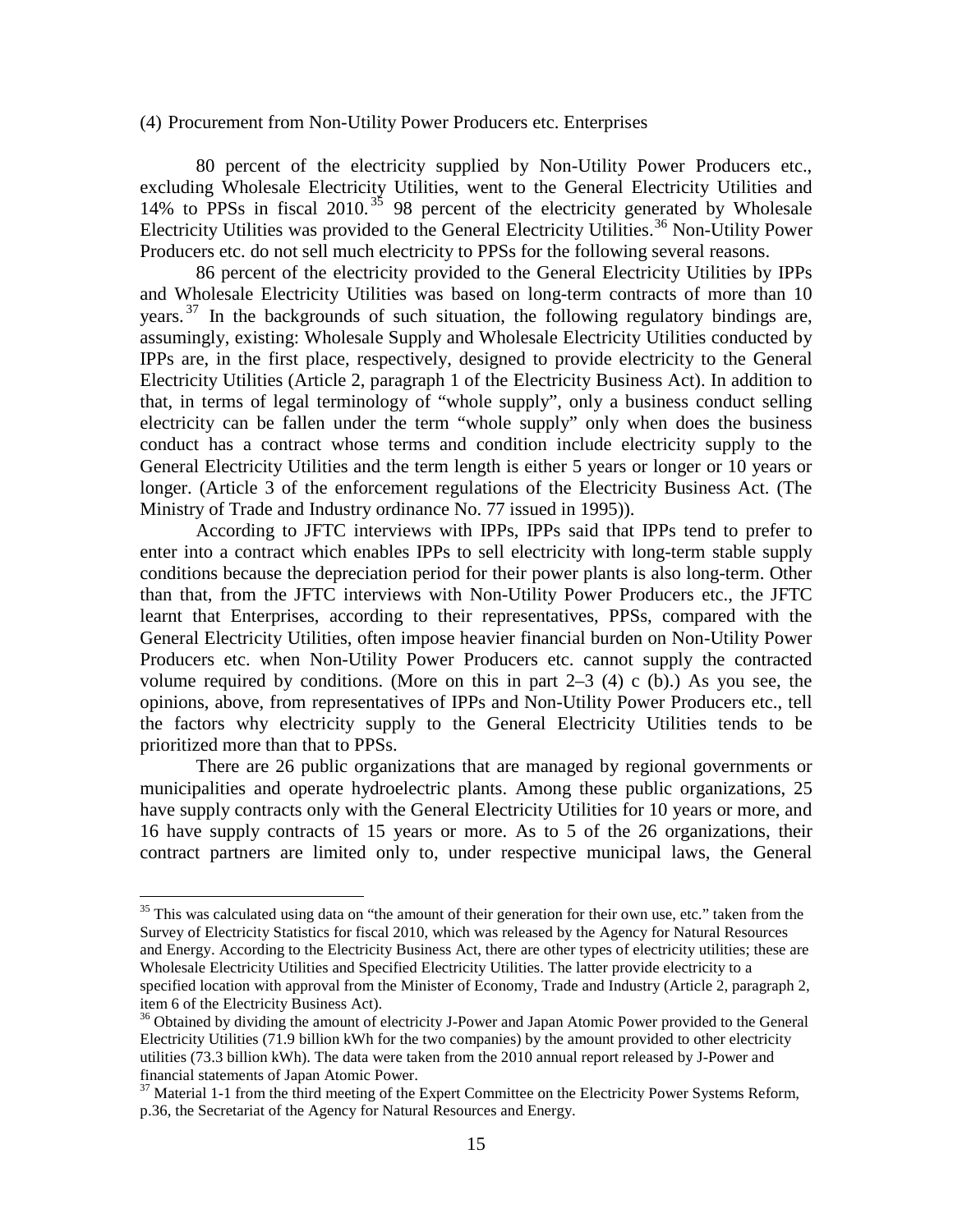(4) Procurement from Non-Utility Power Producers etc. Enterprises

80 percent of the electricity supplied by Non-Utility Power Producers etc., excluding Wholesale Electricity Utilities, went to the General Electricity Utilities and 14% to PPSs in fiscal 2010.[35] 98 percent of the electricity generated by Wholesale Electricity Utilities was provided to the General Electricity Utilities.[36] Non-Utility Power Producers etc. do not sell much electricity to PPSs for the following several reasons.

86 percent of the electricity provided to the General Electricity Utilities by IPPs and Wholesale Electricity Utilities was based on long-term contracts of more than 10 years.[37] In the backgrounds of such situation, the following regulatory bindings are, assumingly, existing: Wholesale Supply and Wholesale Electricity Utilities conducted by IPPs are, in the first place, respectively, designed to provide electricity to the General Electricity Utilities (Article 2, paragraph 1 of the Electricity Business Act). In addition to that, in terms of legal terminology of "whole supply", only a business conduct selling electricity can be fallen under the term "whole supply" only when does the business conduct has a contract whose terms and condition include electricity supply to the General Electricity Utilities and the term length is either 5 years or longer or 10 years or longer. (Article 3 of the enforcement regulations of the Electricity Business Act. (The Ministry of Trade and Industry ordinance No. 77 issued in 1995)).

According to JFTC interviews with IPPs, IPPs said that IPPs tend to prefer to enter into a contract which enables IPPs to sell electricity with long-term stable supply conditions because the depreciation period for their power plants is also long-term. Other than that, from the JFTC interviews with Non-Utility Power Producers etc., the JFTC learnt that Enterprises, according to their representatives, PPSs, compared with the General Electricity Utilities, often impose heavier financial burden on Non-Utility Power Producers etc. when Non-Utility Power Producers etc. cannot supply the contracted volume required by conditions. (More on this in part 2–3 (4) c (b).) As you see, the opinions, above, from representatives of IPPs and Non-Utility Power Producers etc., tell the factors why electricity supply to the General Electricity Utilities tends to be prioritized more than that to PPSs.

There are 26 public organizations that are managed by regional governments or municipalities and operate hydroelectric plants. Among these public organizations, 25 have supply contracts only with the General Electricity Utilities for 10 years or more, and 16 have supply contracts of 15 years or more. As to 5 of the 26 organizations, their contract partners are limited only to, under respective municipal laws, the General

---

[35] This was calculated using data on "the amount of their generation for their own use, etc." taken from the Survey of Electricity Statistics for fiscal 2010, which was released by the Agency for Natural Resources and Energy. According to the Electricity Business Act, there are other types of electricity utilities; these are Wholesale Electricity Utilities and Specified Electricity Utilities. The latter provide electricity to a specified location with approval from the Minister of Economy, Trade and Industry (Article 2, paragraph 2, item 6 of the Electricity Business Act).

[36] Obtained by dividing the amount of electricity J-Power and Japan Atomic Power provided to the General Electricity Utilities (71.9 billion kWh for the two companies) by the amount provided to other electricity utilities (73.3 billion kWh). The data were taken from the 2010 annual report released by J-Power and financial statements of Japan Atomic Power.

[37] Material 1-1 from the third meeting of the Expert Committee on the Electricity Power Systems Reform, p.36, the Secretariat of the Agency for Natural Resources and Energy.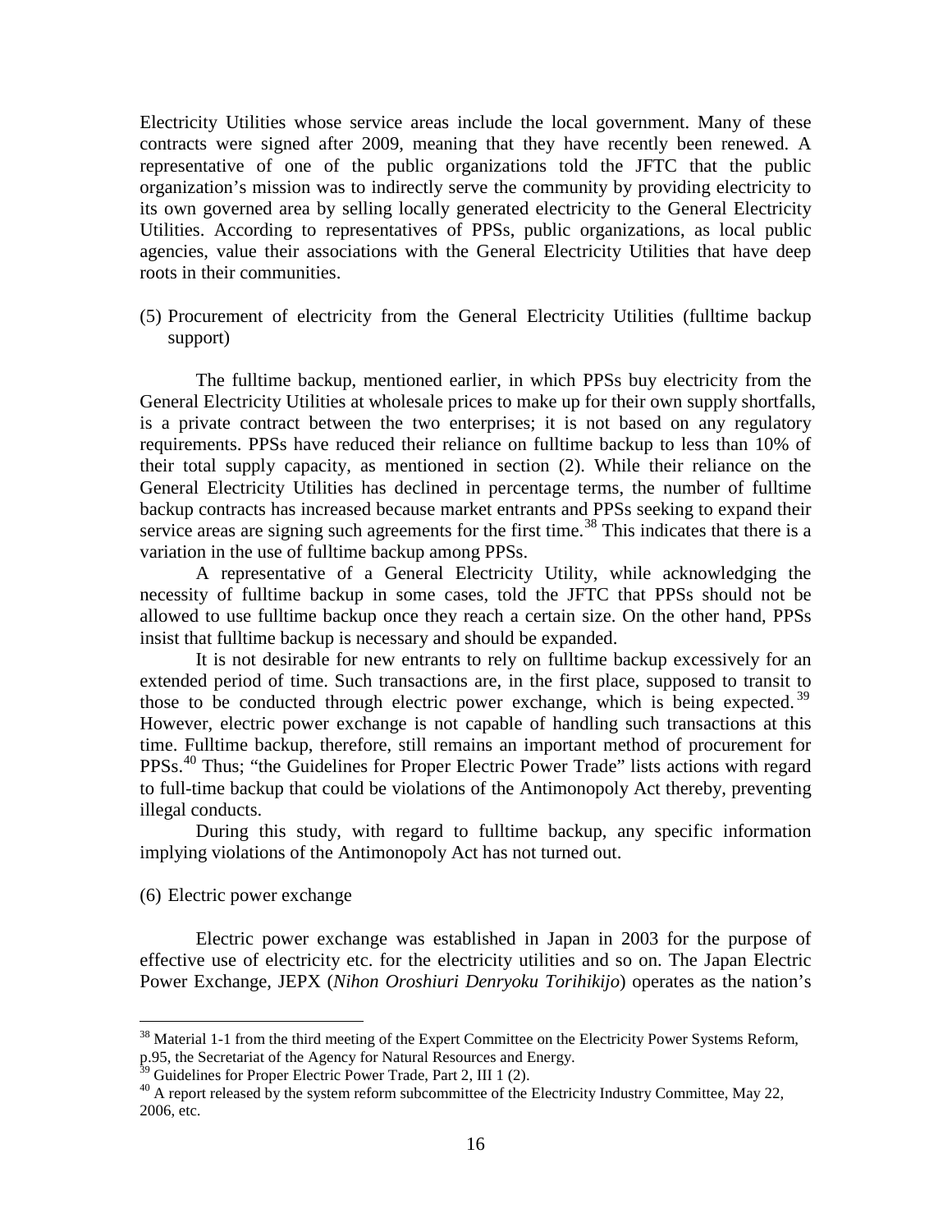Electricity Utilities whose service areas include the local government. Many of these contracts were signed after 2009, meaning that they have recently been renewed. A representative of one of the public organizations told the JFTC that the public organization's mission was to indirectly serve the community by providing electricity to its own governed area by selling locally generated electricity to the General Electricity Utilities. According to representatives of PPSs, public organizations, as local public agencies, value their associations with the General Electricity Utilities that have deep roots in their communities.

(5) Procurement of electricity from the General Electricity Utilities (fulltime backup support)

The fulltime backup, mentioned earlier, in which PPSs buy electricity from the General Electricity Utilities at wholesale prices to make up for their own supply shortfalls, is a private contract between the two enterprises; it is not based on any regulatory requirements. PPSs have reduced their reliance on fulltime backup to less than 10% of their total supply capacity, as mentioned in section (2). While their reliance on the General Electricity Utilities has declined in percentage terms, the number of fulltime backup contracts has increased because market entrants and PPSs seeking to expand their service areas are signing such agreements for the first time.[38] This indicates that there is a variation in the use of fulltime backup among PPSs.

A representative of a General Electricity Utility, while acknowledging the necessity of fulltime backup in some cases, told the JFTC that PPSs should not be allowed to use fulltime backup once they reach a certain size. On the other hand, PPSs insist that fulltime backup is necessary and should be expanded.

It is not desirable for new entrants to rely on fulltime backup excessively for an extended period of time. Such transactions are, in the first place, supposed to transit to those to be conducted through electric power exchange, which is being expected.[39] However, electric power exchange is not capable of handling such transactions at this time. Fulltime backup, therefore, still remains an important method of procurement for PPSs.[40] Thus; "the Guidelines for Proper Electric Power Trade" lists actions with regard to full-time backup that could be violations of the Antimonopoly Act thereby, preventing illegal conducts.

During this study, with regard to fulltime backup, any specific information implying violations of the Antimonopoly Act has not turned out.

(6) Electric power exchange

Electric power exchange was established in Japan in 2003 for the purpose of effective use of electricity etc. for the electricity utilities and so on. The Japan Electric Power Exchange, JEPX (*Nihon Oroshiuri Denryoku Torihikijo*) operates as the nation's

---

[38] Material 1-1 from the third meeting of the Expert Committee on the Electricity Power Systems Reform, p.95, the Secretariat of the Agency for Natural Resources and Energy.

[39] Guidelines for Proper Electric Power Trade, Part 2, III 1 (2).

[40] A report released by the system reform subcommittee of the Electricity Industry Committee, May 22, 2006, etc.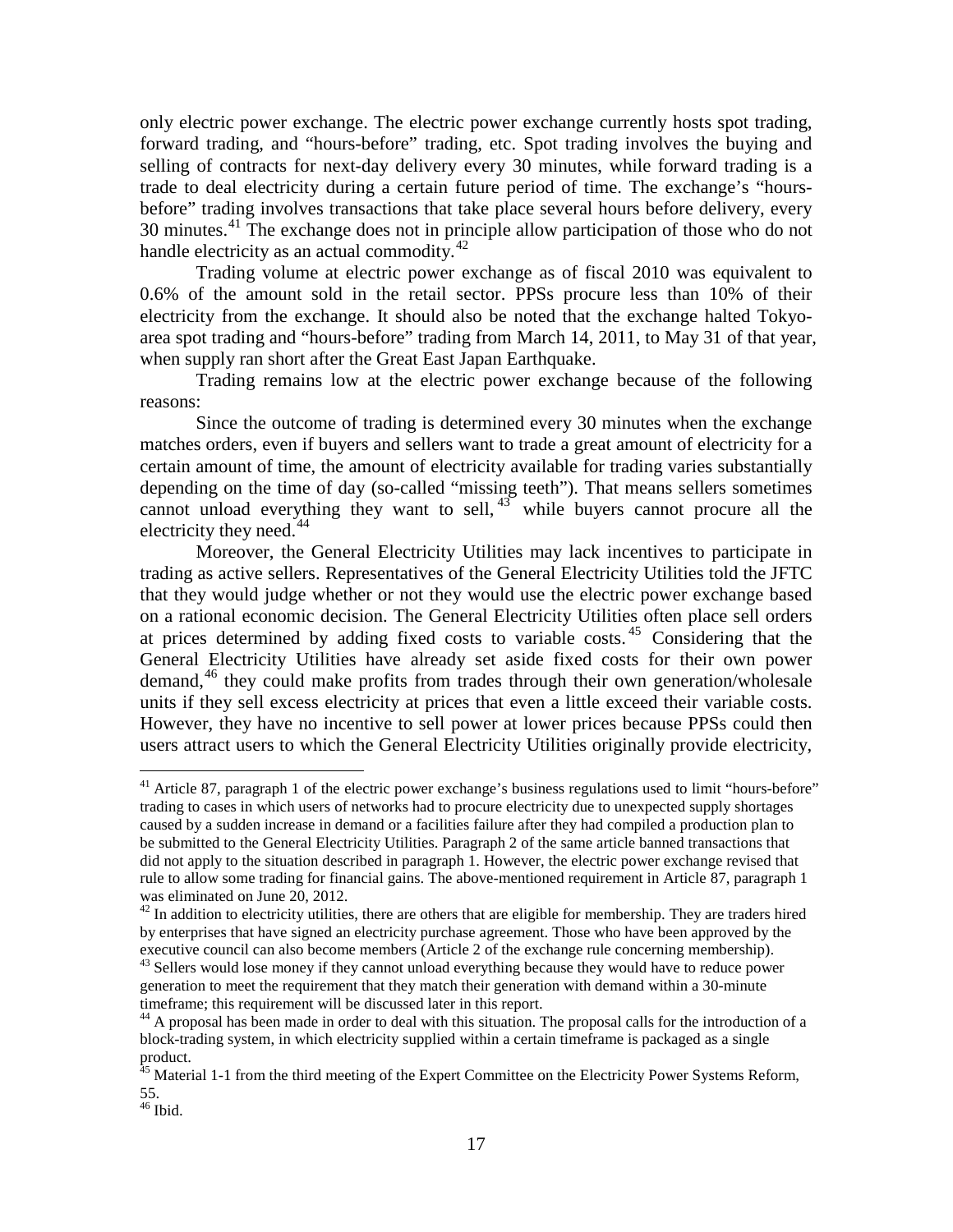only electric power exchange. The electric power exchange currently hosts spot trading, forward trading, and "hours-before" trading, etc. Spot trading involves the buying and selling of contracts for next-day delivery every 30 minutes, while forward trading is a trade to deal electricity during a certain future period of time. The exchange's "hours-before" trading involves transactions that take place several hours before delivery, every 30 minutes.[41] The exchange does not in principle allow participation of those who do not handle electricity as an actual commodity.[42]

Trading volume at electric power exchange as of fiscal 2010 was equivalent to 0.6% of the amount sold in the retail sector. PPSs procure less than 10% of their electricity from the exchange. It should also be noted that the exchange halted Tokyo-area spot trading and "hours-before" trading from March 14, 2011, to May 31 of that year, when supply ran short after the Great East Japan Earthquake.

Trading remains low at the electric power exchange because of the following reasons:

Since the outcome of trading is determined every 30 minutes when the exchange matches orders, even if buyers and sellers want to trade a great amount of electricity for a certain amount of time, the amount of electricity available for trading varies substantially depending on the time of day (so-called "missing teeth"). That means sellers sometimes cannot unload everything they want to sell,[43] while buyers cannot procure all the electricity they need.[44]

Moreover, the General Electricity Utilities may lack incentives to participate in trading as active sellers. Representatives of the General Electricity Utilities told the JFTC that they would judge whether or not they would use the electric power exchange based on a rational economic decision. The General Electricity Utilities often place sell orders at prices determined by adding fixed costs to variable costs.[45] Considering that the General Electricity Utilities have already set aside fixed costs for their own power demand,[46] they could make profits from trades through their own generation/wholesale units if they sell excess electricity at prices that even a little exceed their variable costs. However, they have no incentive to sell power at lower prices because PPSs could then users attract users to which the General Electricity Utilities originally provide electricity,

[41] Article 87, paragraph 1 of the electric power exchange's business regulations used to limit "hours-before" trading to cases in which users of networks had to procure electricity due to unexpected supply shortages caused by a sudden increase in demand or a facilities failure after they had compiled a production plan to be submitted to the General Electricity Utilities. Paragraph 2 of the same article banned transactions that did not apply to the situation described in paragraph 1. However, the electric power exchange revised that rule to allow some trading for financial gains. The above-mentioned requirement in Article 87, paragraph 1 was eliminated on June 20, 2012.

[42] In addition to electricity utilities, there are others that are eligible for membership. They are traders hired by enterprises that have signed an electricity purchase agreement. Those who have been approved by the executive council can also become members (Article 2 of the exchange rule concerning membership).

[43] Sellers would lose money if they cannot unload everything because they would have to reduce power generation to meet the requirement that they match their generation with demand within a 30-minute timeframe; this requirement will be discussed later in this report.

[44] A proposal has been made in order to deal with this situation. The proposal calls for the introduction of a block-trading system, in which electricity supplied within a certain timeframe is packaged as a single product.

[45] Material 1-1 from the third meeting of the Expert Committee on the Electricity Power Systems Reform, 55.

[46] Ibid.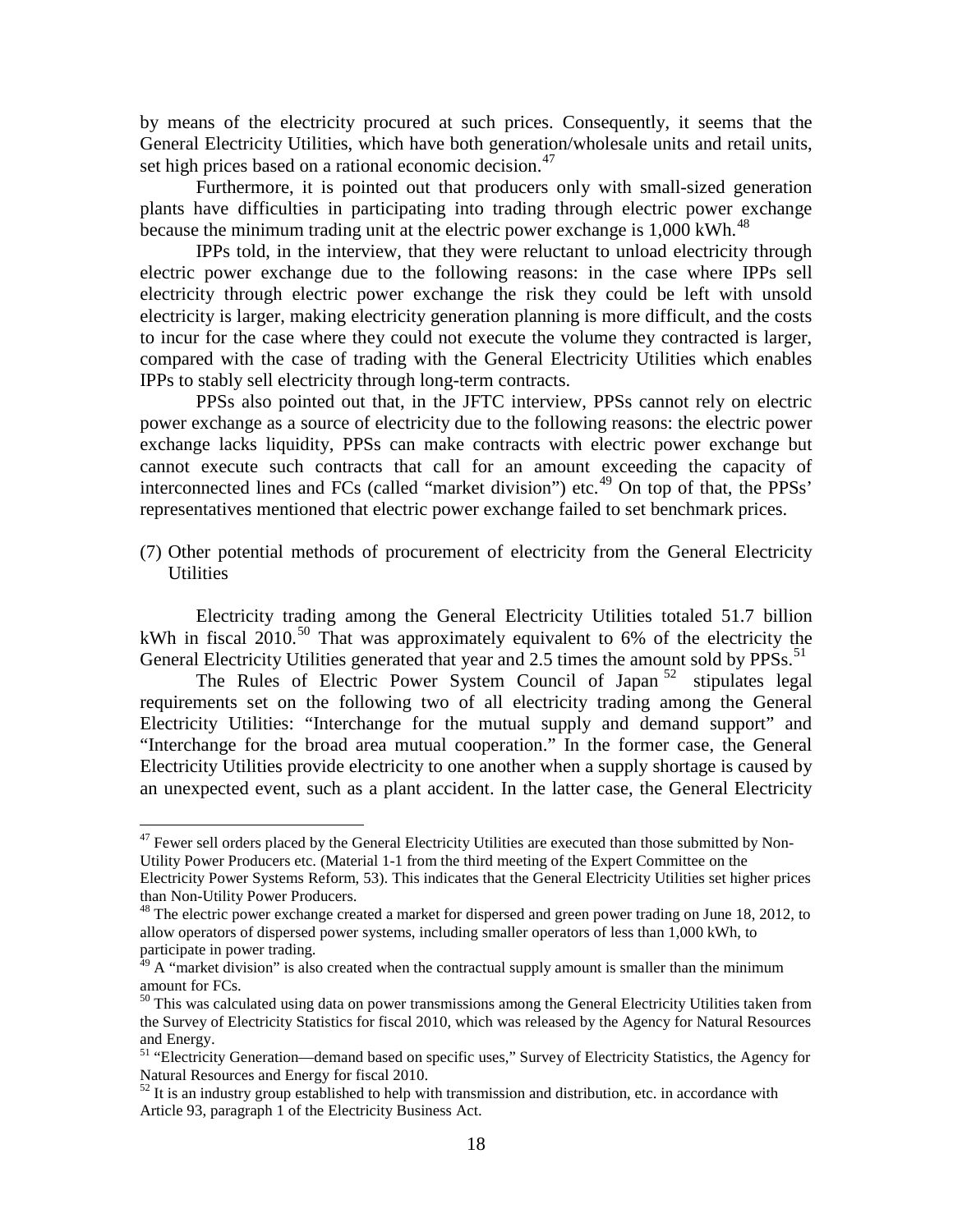by means of the electricity procured at such prices. Consequently, it seems that the General Electricity Utilities, which have both generation/wholesale units and retail units, set high prices based on a rational economic decision.[47]

Furthermore, it is pointed out that producers only with small-sized generation plants have difficulties in participating into trading through electric power exchange because the minimum trading unit at the electric power exchange is 1,000 kWh.[48]

IPPs told, in the interview, that they were reluctant to unload electricity through electric power exchange due to the following reasons: in the case where IPPs sell electricity through electric power exchange the risk they could be left with unsold electricity is larger, making electricity generation planning is more difficult, and the costs to incur for the case where they could not execute the volume they contracted is larger, compared with the case of trading with the General Electricity Utilities which enables IPPs to stably sell electricity through long-term contracts.

PPSs also pointed out that, in the JFTC interview, PPSs cannot rely on electric power exchange as a source of electricity due to the following reasons: the electric power exchange lacks liquidity, PPSs can make contracts with electric power exchange but cannot execute such contracts that call for an amount exceeding the capacity of interconnected lines and FCs (called "market division") etc.[49] On top of that, the PPSs' representatives mentioned that electric power exchange failed to set benchmark prices.

(7) Other potential methods of procurement of electricity from the General Electricity Utilities

Electricity trading among the General Electricity Utilities totaled 51.7 billion kWh in fiscal 2010.[50] That was approximately equivalent to 6% of the electricity the General Electricity Utilities generated that year and 2.5 times the amount sold by PPSs.[51]

The Rules of Electric Power System Council of Japan[52] stipulates legal requirements set on the following two of all electricity trading among the General Electricity Utilities: "Interchange for the mutual supply and demand support" and "Interchange for the broad area mutual cooperation." In the former case, the General Electricity Utilities provide electricity to one another when a supply shortage is caused by an unexpected event, such as a plant accident. In the latter case, the General Electricity

---

[47] Fewer sell orders placed by the General Electricity Utilities are executed than those submitted by Non-Utility Power Producers etc. (Material 1-1 from the third meeting of the Expert Committee on the Electricity Power Systems Reform, 53). This indicates that the General Electricity Utilities set higher prices than Non-Utility Power Producers.

[48] The electric power exchange created a market for dispersed and green power trading on June 18, 2012, to allow operators of dispersed power systems, including smaller operators of less than 1,000 kWh, to participate in power trading.

[49] A "market division" is also created when the contractual supply amount is smaller than the minimum amount for FCs.

[50] This was calculated using data on power transmissions among the General Electricity Utilities taken from the Survey of Electricity Statistics for fiscal 2010, which was released by the Agency for Natural Resources and Energy.

[51] "Electricity Generation—demand based on specific uses," Survey of Electricity Statistics, the Agency for Natural Resources and Energy for fiscal 2010.

[52] It is an industry group established to help with transmission and distribution, etc. in accordance with Article 93, paragraph 1 of the Electricity Business Act.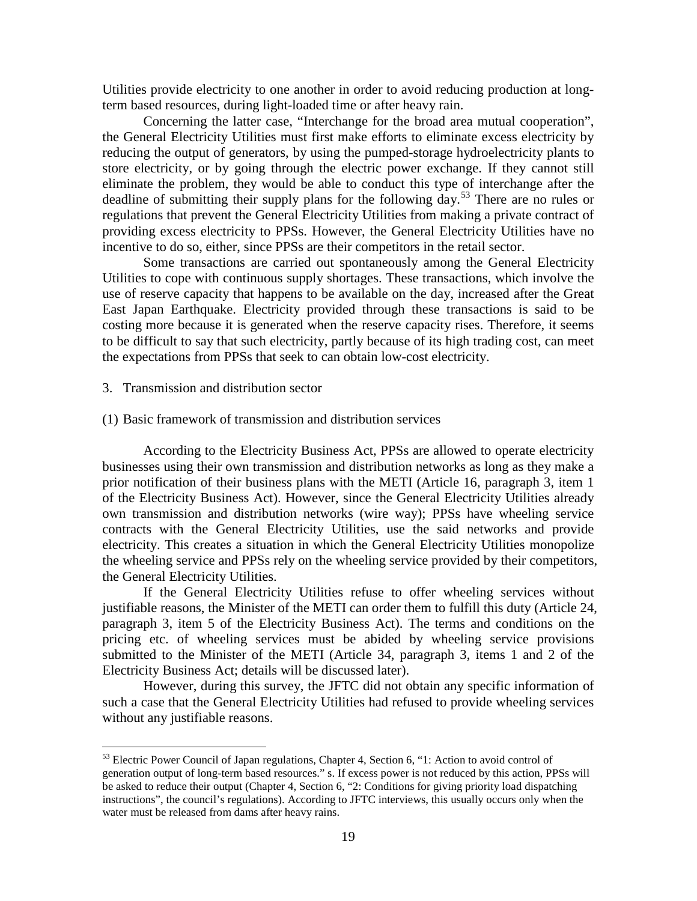Utilities provide electricity to one another in order to avoid reducing production at long-term based resources, during light-loaded time or after heavy rain.

Concerning the latter case, “Interchange for the broad area mutual cooperation”, the General Electricity Utilities must first make efforts to eliminate excess electricity by reducing the output of generators, by using the pumped-storage hydroelectricity plants to store electricity, or by going through the electric power exchange. If they cannot still eliminate the problem, they would be able to conduct this type of interchange after the deadline of submitting their supply plans for the following day.[53] There are no rules or regulations that prevent the General Electricity Utilities from making a private contract of providing excess electricity to PPSs. However, the General Electricity Utilities have no incentive to do so, either, since PPSs are their competitors in the retail sector.

Some transactions are carried out spontaneously among the General Electricity Utilities to cope with continuous supply shortages. These transactions, which involve the use of reserve capacity that happens to be available on the day, increased after the Great East Japan Earthquake. Electricity provided through these transactions is said to be costing more because it is generated when the reserve capacity rises. Therefore, it seems to be difficult to say that such electricity, partly because of its high trading cost, can meet the expectations from PPSs that seek to can obtain low-cost electricity.

3. Transmission and distribution sector

(1) Basic framework of transmission and distribution services

According to the Electricity Business Act, PPSs are allowed to operate electricity businesses using their own transmission and distribution networks as long as they make a prior notification of their business plans with the METI (Article 16, paragraph 3, item 1 of the Electricity Business Act). However, since the General Electricity Utilities already own transmission and distribution networks (wire way); PPSs have wheeling service contracts with the General Electricity Utilities, use the said networks and provide electricity. This creates a situation in which the General Electricity Utilities monopolize the wheeling service and PPSs rely on the wheeling service provided by their competitors, the General Electricity Utilities.

If the General Electricity Utilities refuse to offer wheeling services without justifiable reasons, the Minister of the METI can order them to fulfill this duty (Article 24, paragraph 3, item 5 of the Electricity Business Act). The terms and conditions on the pricing etc. of wheeling services must be abided by wheeling service provisions submitted to the Minister of the METI (Article 34, paragraph 3, items 1 and 2 of the Electricity Business Act; details will be discussed later).

However, during this survey, the JFTC did not obtain any specific information of such a case that the General Electricity Utilities had refused to provide wheeling services without any justifiable reasons.

---

[53] Electric Power Council of Japan regulations, Chapter 4, Section 6, “1: Action to avoid control of generation output of long-term based resources.” s. If excess power is not reduced by this action, PPSs will be asked to reduce their output (Chapter 4, Section 6, “2: Conditions for giving priority load dispatching instructions”, the council’s regulations). According to JFTC interviews, this usually occurs only when the water must be released from dams after heavy rains.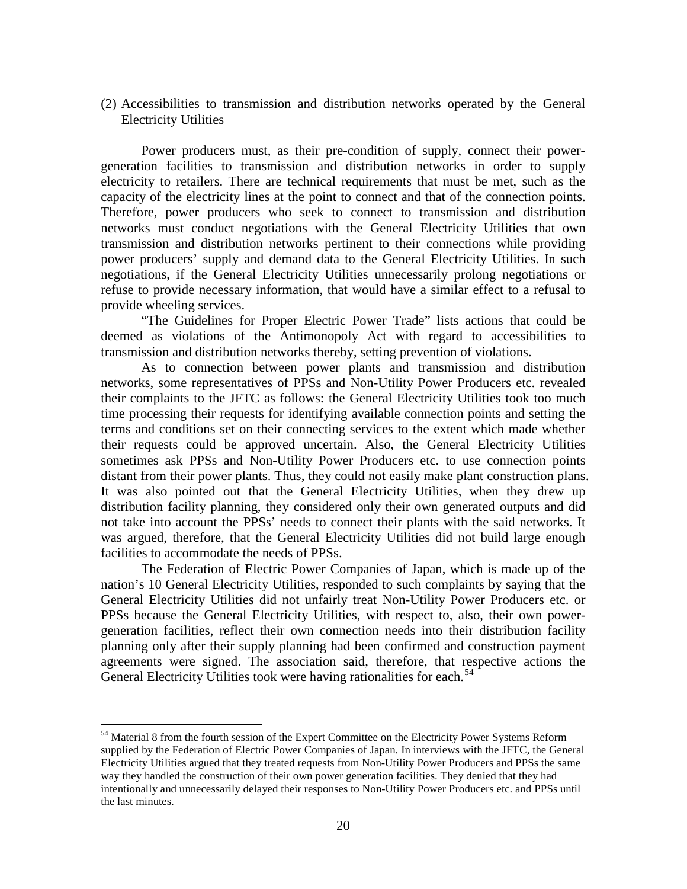(2) Accessibilities to transmission and distribution networks operated by the General Electricity Utilities

Power producers must, as their pre-condition of supply, connect their power-generation facilities to transmission and distribution networks in order to supply electricity to retailers. There are technical requirements that must be met, such as the capacity of the electricity lines at the point to connect and that of the connection points. Therefore, power producers who seek to connect to transmission and distribution networks must conduct negotiations with the General Electricity Utilities that own transmission and distribution networks pertinent to their connections while providing power producers' supply and demand data to the General Electricity Utilities. In such negotiations, if the General Electricity Utilities unnecessarily prolong negotiations or refuse to provide necessary information, that would have a similar effect to a refusal to provide wheeling services.

"The Guidelines for Proper Electric Power Trade" lists actions that could be deemed as violations of the Antimonopoly Act with regard to accessibilities to transmission and distribution networks thereby, setting prevention of violations.

As to connection between power plants and transmission and distribution networks, some representatives of PPSs and Non-Utility Power Producers etc. revealed their complaints to the JFTC as follows: the General Electricity Utilities took too much time processing their requests for identifying available connection points and setting the terms and conditions set on their connecting services to the extent which made whether their requests could be approved uncertain. Also, the General Electricity Utilities sometimes ask PPSs and Non-Utility Power Producers etc. to use connection points distant from their power plants. Thus, they could not easily make plant construction plans. It was also pointed out that the General Electricity Utilities, when they drew up distribution facility planning, they considered only their own generated outputs and did not take into account the PPSs' needs to connect their plants with the said networks. It was argued, therefore, that the General Electricity Utilities did not build large enough facilities to accommodate the needs of PPSs.

The Federation of Electric Power Companies of Japan, which is made up of the nation's 10 General Electricity Utilities, responded to such complaints by saying that the General Electricity Utilities did not unfairly treat Non-Utility Power Producers etc. or PPSs because the General Electricity Utilities, with respect to, also, their own power-generation facilities, reflect their own connection needs into their distribution facility planning only after their supply planning had been confirmed and construction payment agreements were signed. The association said, therefore, that respective actions the General Electricity Utilities took were having rationalities for each.[54]

[54] Material 8 from the fourth session of the Expert Committee on the Electricity Power Systems Reform supplied by the Federation of Electric Power Companies of Japan. In interviews with the JFTC, the General Electricity Utilities argued that they treated requests from Non-Utility Power Producers and PPSs the same way they handled the construction of their own power generation facilities. They denied that they had intentionally and unnecessarily delayed their responses to Non-Utility Power Producers etc. and PPSs until the last minutes.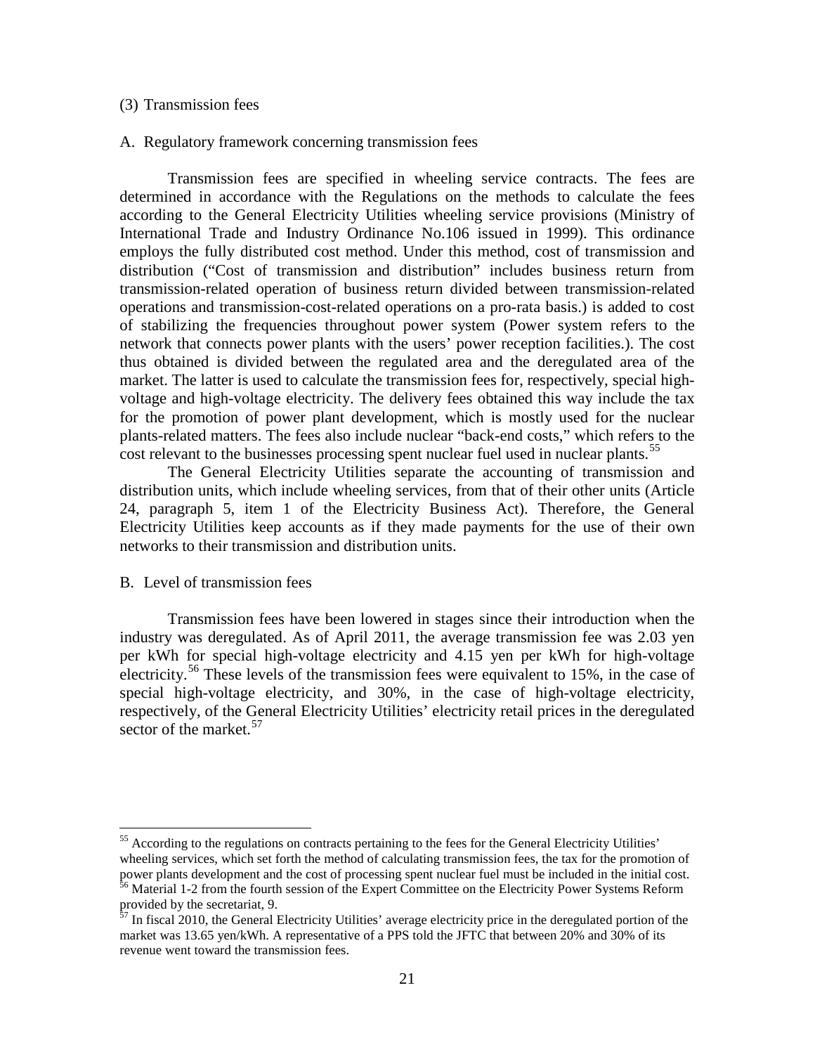(3) Transmission fees

A. Regulatory framework concerning transmission fees

Transmission fees are specified in wheeling service contracts. The fees are determined in accordance with the Regulations on the methods to calculate the fees according to the General Electricity Utilities wheeling service provisions (Ministry of International Trade and Industry Ordinance No.106 issued in 1999). This ordinance employs the fully distributed cost method. Under this method, cost of transmission and distribution ("Cost of transmission and distribution" includes business return from transmission-related operation of business return divided between transmission-related operations and transmission-cost-related operations on a pro-rata basis.) is added to cost of stabilizing the frequencies throughout power system (Power system refers to the network that connects power plants with the users' power reception facilities.). The cost thus obtained is divided between the regulated area and the deregulated area of the market. The latter is used to calculate the transmission fees for, respectively, special high-voltage and high-voltage electricity. The delivery fees obtained this way include the tax for the promotion of power plant development, which is mostly used for the nuclear plants-related matters. The fees also include nuclear "back-end costs," which refers to the cost relevant to the businesses processing spent nuclear fuel used in nuclear plants.[55]

The General Electricity Utilities separate the accounting of transmission and distribution units, which include wheeling services, from that of their other units (Article 24, paragraph 5, item 1 of the Electricity Business Act). Therefore, the General Electricity Utilities keep accounts as if they made payments for the use of their own networks to their transmission and distribution units.

B. Level of transmission fees

Transmission fees have been lowered in stages since their introduction when the industry was deregulated. As of April 2011, the average transmission fee was 2.03 yen per kWh for special high-voltage electricity and 4.15 yen per kWh for high-voltage electricity.[56] These levels of the transmission fees were equivalent to 15%, in the case of special high-voltage electricity, and 30%, in the case of high-voltage electricity, respectively, of the General Electricity Utilities' electricity retail prices in the deregulated sector of the market.[57]

---

[55] According to the regulations on contracts pertaining to the fees for the General Electricity Utilities' wheeling services, which set forth the method of calculating transmission fees, the tax for the promotion of power plants development and the cost of processing spent nuclear fuel must be included in the initial cost.

[56] Material 1-2 from the fourth session of the Expert Committee on the Electricity Power Systems Reform provided by the secretariat, 9.

[57] In fiscal 2010, the General Electricity Utilities' average electricity price in the deregulated portion of the market was 13.65 yen/kWh. A representative of a PPS told the JFTC that between 20% and 30% of its revenue went toward the transmission fees.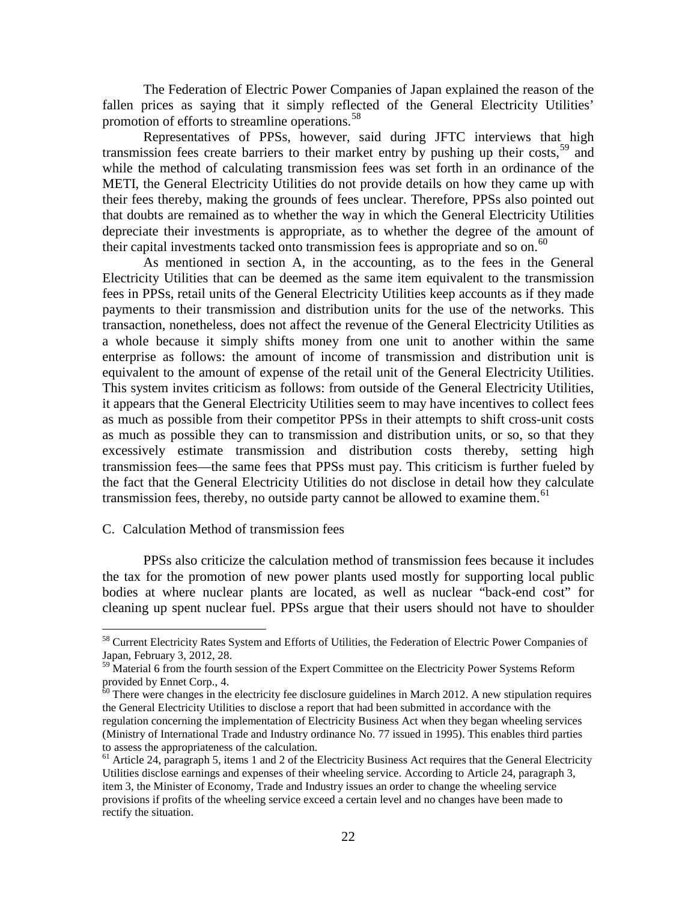The Federation of Electric Power Companies of Japan explained the reason of the fallen prices as saying that it simply reflected of the General Electricity Utilities' promotion of efforts to streamline operations.[58]

Representatives of PPSs, however, said during JFTC interviews that high transmission fees create barriers to their market entry by pushing up their costs,[59] and while the method of calculating transmission fees was set forth in an ordinance of the METI, the General Electricity Utilities do not provide details on how they came up with their fees thereby, making the grounds of fees unclear. Therefore, PPSs also pointed out that doubts are remained as to whether the way in which the General Electricity Utilities depreciate their investments is appropriate, as to whether the degree of the amount of their capital investments tacked onto transmission fees is appropriate and so on.[60]

As mentioned in section A, in the accounting, as to the fees in the General Electricity Utilities that can be deemed as the same item equivalent to the transmission fees in PPSs, retail units of the General Electricity Utilities keep accounts as if they made payments to their transmission and distribution units for the use of the networks. This transaction, nonetheless, does not affect the revenue of the General Electricity Utilities as a whole because it simply shifts money from one unit to another within the same enterprise as follows: the amount of income of transmission and distribution unit is equivalent to the amount of expense of the retail unit of the General Electricity Utilities. This system invites criticism as follows: from outside of the General Electricity Utilities, it appears that the General Electricity Utilities seem to may have incentives to collect fees as much as possible from their competitor PPSs in their attempts to shift cross-unit costs as much as possible they can to transmission and distribution units, or so, so that they excessively estimate transmission and distribution costs thereby, setting high transmission fees—the same fees that PPSs must pay. This criticism is further fueled by the fact that the General Electricity Utilities do not disclose in detail how they calculate transmission fees, thereby, no outside party cannot be allowed to examine them.[61]

### C. Calculation Method of transmission fees

PPSs also criticize the calculation method of transmission fees because it includes the tax for the promotion of new power plants used mostly for supporting local public bodies at where nuclear plants are located, as well as nuclear "back-end cost" for cleaning up spent nuclear fuel. PPSs argue that their users should not have to shoulder

---

[58] Current Electricity Rates System and Efforts of Utilities, the Federation of Electric Power Companies of Japan, February 3, 2012, 28.

[59] Material 6 from the fourth session of the Expert Committee on the Electricity Power Systems Reform provided by Ennet Corp., 4.

[60] There were changes in the electricity fee disclosure guidelines in March 2012. A new stipulation requires the General Electricity Utilities to disclose a report that had been submitted in accordance with the regulation concerning the implementation of Electricity Business Act when they began wheeling services (Ministry of International Trade and Industry ordinance No. 77 issued in 1995). This enables third parties to assess the appropriateness of the calculation.

[61] Article 24, paragraph 5, items 1 and 2 of the Electricity Business Act requires that the General Electricity Utilities disclose earnings and expenses of their wheeling service. According to Article 24, paragraph 3, item 3, the Minister of Economy, Trade and Industry issues an order to change the wheeling service provisions if profits of the wheeling service exceed a certain level and no changes have been made to rectify the situation.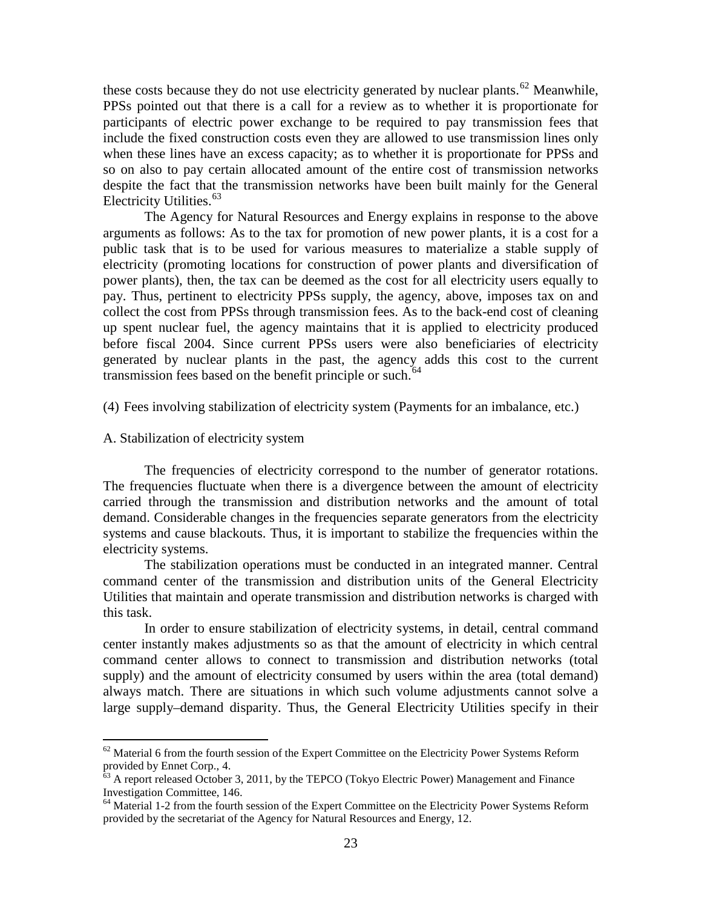these costs because they do not use electricity generated by nuclear plants.[62] Meanwhile, PPSs pointed out that there is a call for a review as to whether it is proportionate for participants of electric power exchange to be required to pay transmission fees that include the fixed construction costs even they are allowed to use transmission lines only when these lines have an excess capacity; as to whether it is proportionate for PPSs and so on also to pay certain allocated amount of the entire cost of transmission networks despite the fact that the transmission networks have been built mainly for the General Electricity Utilities.[63]

The Agency for Natural Resources and Energy explains in response to the above arguments as follows: As to the tax for promotion of new power plants, it is a cost for a public task that is to be used for various measures to materialize a stable supply of electricity (promoting locations for construction of power plants and diversification of power plants), then, the tax can be deemed as the cost for all electricity users equally to pay. Thus, pertinent to electricity PPSs supply, the agency, above, imposes tax on and collect the cost from PPSs through transmission fees. As to the back-end cost of cleaning up spent nuclear fuel, the agency maintains that it is applied to electricity produced before fiscal 2004. Since current PPSs users were also beneficiaries of electricity generated by nuclear plants in the past, the agency adds this cost to the current transmission fees based on the benefit principle or such.[64]

(4) Fees involving stabilization of electricity system (Payments for an imbalance, etc.)

A. Stabilization of electricity system

The frequencies of electricity correspond to the number of generator rotations. The frequencies fluctuate when there is a divergence between the amount of electricity carried through the transmission and distribution networks and the amount of total demand. Considerable changes in the frequencies separate generators from the electricity systems and cause blackouts. Thus, it is important to stabilize the frequencies within the electricity systems.

The stabilization operations must be conducted in an integrated manner. Central command center of the transmission and distribution units of the General Electricity Utilities that maintain and operate transmission and distribution networks is charged with this task.

In order to ensure stabilization of electricity systems, in detail, central command center instantly makes adjustments so as that the amount of electricity in which central command center allows to connect to transmission and distribution networks (total supply) and the amount of electricity consumed by users within the area (total demand) always match. There are situations in which such volume adjustments cannot solve a large supply–demand disparity. Thus, the General Electricity Utilities specify in their

[62] Material 6 from the fourth session of the Expert Committee on the Electricity Power Systems Reform provided by Ennet Corp., 4.

[63] A report released October 3, 2011, by the TEPCO (Tokyo Electric Power) Management and Finance Investigation Committee, 146.

[64] Material 1-2 from the fourth session of the Expert Committee on the Electricity Power Systems Reform provided by the secretariat of the Agency for Natural Resources and Energy, 12.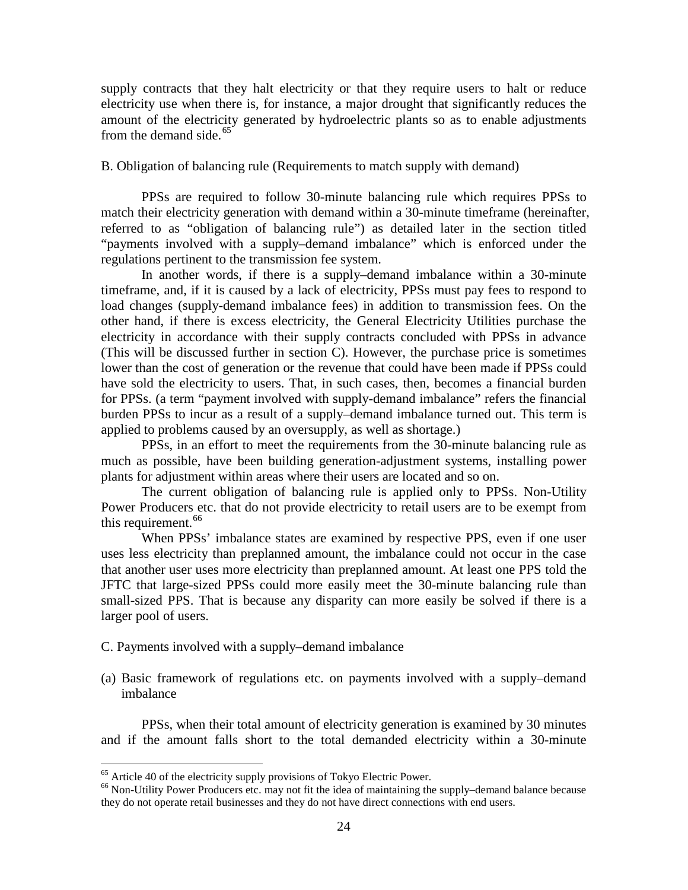supply contracts that they halt electricity or that they require users to halt or reduce electricity use when there is, for instance, a major drought that significantly reduces the amount of the electricity generated by hydroelectric plants so as to enable adjustments from the demand side.[65]

B. Obligation of balancing rule (Requirements to match supply with demand)

PPSs are required to follow 30-minute balancing rule which requires PPSs to match their electricity generation with demand within a 30-minute timeframe (hereinafter, referred to as "obligation of balancing rule") as detailed later in the section titled "payments involved with a supply–demand imbalance" which is enforced under the regulations pertinent to the transmission fee system.

In another words, if there is a supply–demand imbalance within a 30-minute timeframe, and, if it is caused by a lack of electricity, PPSs must pay fees to respond to load changes (supply-demand imbalance fees) in addition to transmission fees. On the other hand, if there is excess electricity, the General Electricity Utilities purchase the electricity in accordance with their supply contracts concluded with PPSs in advance (This will be discussed further in section C). However, the purchase price is sometimes lower than the cost of generation or the revenue that could have been made if PPSs could have sold the electricity to users. That, in such cases, then, becomes a financial burden for PPSs. (a term "payment involved with supply-demand imbalance" refers the financial burden PPSs to incur as a result of a supply–demand imbalance turned out. This term is applied to problems caused by an oversupply, as well as shortage.)

PPSs, in an effort to meet the requirements from the 30-minute balancing rule as much as possible, have been building generation-adjustment systems, installing power plants for adjustment within areas where their users are located and so on.

The current obligation of balancing rule is applied only to PPSs. Non-Utility Power Producers etc. that do not provide electricity to retail users are to be exempt from this requirement.[66]

When PPSs' imbalance states are examined by respective PPS, even if one user uses less electricity than preplanned amount, the imbalance could not occur in the case that another user uses more electricity than preplanned amount. At least one PPS told the JFTC that large-sized PPSs could more easily meet the 30-minute balancing rule than small-sized PPS. That is because any disparity can more easily be solved if there is a larger pool of users.

C. Payments involved with a supply–demand imbalance

(a) Basic framework of regulations etc. on payments involved with a supply–demand imbalance

PPSs, when their total amount of electricity generation is examined by 30 minutes and if the amount falls short to the total demanded electricity within a 30-minute

---

[65] Article 40 of the electricity supply provisions of Tokyo Electric Power.

[66] Non-Utility Power Producers etc. may not fit the idea of maintaining the supply–demand balance because they do not operate retail businesses and they do not have direct connections with end users.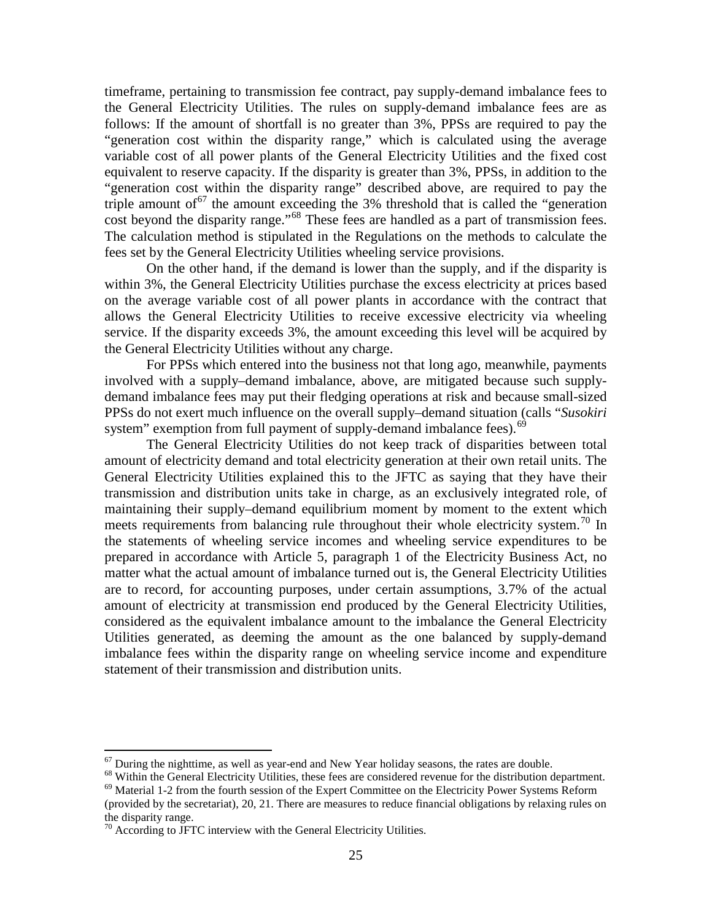timeframe, pertaining to transmission fee contract, pay supply-demand imbalance fees to the General Electricity Utilities. The rules on supply-demand imbalance fees are as follows: If the amount of shortfall is no greater than 3%, PPSs are required to pay the "generation cost within the disparity range," which is calculated using the average variable cost of all power plants of the General Electricity Utilities and the fixed cost equivalent to reserve capacity. If the disparity is greater than 3%, PPSs, in addition to the "generation cost within the disparity range" described above, are required to pay the triple amount of[67] the amount exceeding the 3% threshold that is called the "generation cost beyond the disparity range."[68] These fees are handled as a part of transmission fees. The calculation method is stipulated in the Regulations on the methods to calculate the fees set by the General Electricity Utilities wheeling service provisions.

On the other hand, if the demand is lower than the supply, and if the disparity is within 3%, the General Electricity Utilities purchase the excess electricity at prices based on the average variable cost of all power plants in accordance with the contract that allows the General Electricity Utilities to receive excessive electricity via wheeling service. If the disparity exceeds 3%, the amount exceeding this level will be acquired by the General Electricity Utilities without any charge.

For PPSs which entered into the business not that long ago, meanwhile, payments involved with a supply–demand imbalance, above, are mitigated because such supply-demand imbalance fees may put their fledging operations at risk and because small-sized PPSs do not exert much influence on the overall supply–demand situation (calls "*Susokiri* system" exemption from full payment of supply-demand imbalance fees).[69]

The General Electricity Utilities do not keep track of disparities between total amount of electricity demand and total electricity generation at their own retail units. The General Electricity Utilities explained this to the JFTC as saying that they have their transmission and distribution units take in charge, as an exclusively integrated role, of maintaining their supply–demand equilibrium moment by moment to the extent which meets requirements from balancing rule throughout their whole electricity system.[70] In the statements of wheeling service incomes and wheeling service expenditures to be prepared in accordance with Article 5, paragraph 1 of the Electricity Business Act, no matter what the actual amount of imbalance turned out is, the General Electricity Utilities are to record, for accounting purposes, under certain assumptions, 3.7% of the actual amount of electricity at transmission end produced by the General Electricity Utilities, considered as the equivalent imbalance amount to the imbalance the General Electricity Utilities generated, as deeming the amount as the one balanced by supply-demand imbalance fees within the disparity range on wheeling service income and expenditure statement of their transmission and distribution units.

---

[67] During the nighttime, as well as year-end and New Year holiday seasons, the rates are double.

[68] Within the General Electricity Utilities, these fees are considered revenue for the distribution department.

[69] Material 1-2 from the fourth session of the Expert Committee on the Electricity Power Systems Reform (provided by the secretariat), 20, 21. There are measures to reduce financial obligations by relaxing rules on the disparity range.

[70] According to JFTC interview with the General Electricity Utilities.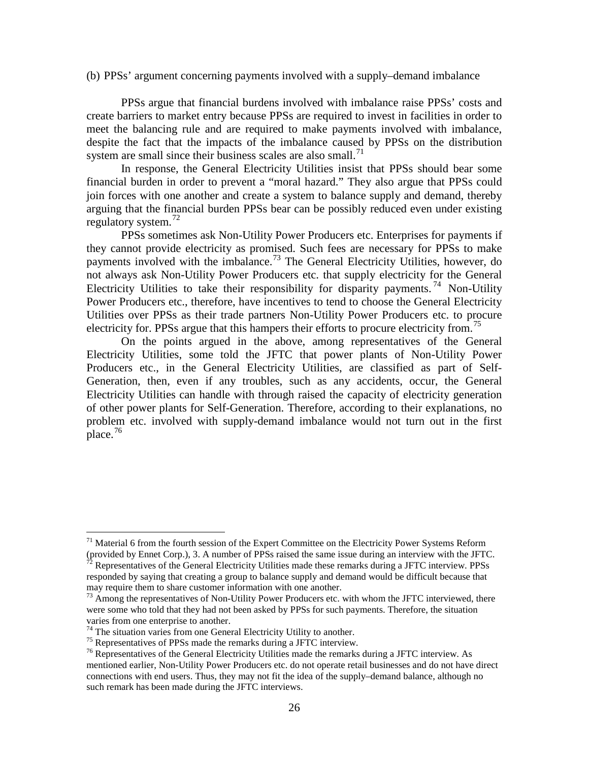(b) PPSs' argument concerning payments involved with a supply–demand imbalance

PPSs argue that financial burdens involved with imbalance raise PPSs' costs and create barriers to market entry because PPSs are required to invest in facilities in order to meet the balancing rule and are required to make payments involved with imbalance, despite the fact that the impacts of the imbalance caused by PPSs on the distribution system are small since their business scales are also small.[71]

In response, the General Electricity Utilities insist that PPSs should bear some financial burden in order to prevent a "moral hazard." They also argue that PPSs could join forces with one another and create a system to balance supply and demand, thereby arguing that the financial burden PPSs bear can be possibly reduced even under existing regulatory system.[72]

PPSs sometimes ask Non-Utility Power Producers etc. Enterprises for payments if they cannot provide electricity as promised. Such fees are necessary for PPSs to make payments involved with the imbalance.[73] The General Electricity Utilities, however, do not always ask Non-Utility Power Producers etc. that supply electricity for the General Electricity Utilities to take their responsibility for disparity payments.[74] Non-Utility Power Producers etc., therefore, have incentives to tend to choose the General Electricity Utilities over PPSs as their trade partners Non-Utility Power Producers etc. to procure electricity for. PPSs argue that this hampers their efforts to procure electricity from.[75]

On the points argued in the above, among representatives of the General Electricity Utilities, some told the JFTC that power plants of Non-Utility Power Producers etc., in the General Electricity Utilities, are classified as part of Self-Generation, then, even if any troubles, such as any accidents, occur, the General Electricity Utilities can handle with through raised the capacity of electricity generation of other power plants for Self-Generation. Therefore, according to their explanations, no problem etc. involved with supply-demand imbalance would not turn out in the first place.[76]

---

[71] Material 6 from the fourth session of the Expert Committee on the Electricity Power Systems Reform (provided by Ennet Corp.), 3. A number of PPSs raised the same issue during an interview with the JFTC.

[72] Representatives of the General Electricity Utilities made these remarks during a JFTC interview. PPSs responded by saying that creating a group to balance supply and demand would be difficult because that may require them to share customer information with one another.

[73] Among the representatives of Non-Utility Power Producers etc. with whom the JFTC interviewed, there were some who told that they had not been asked by PPSs for such payments. Therefore, the situation varies from one enterprise to another.

[74] The situation varies from one General Electricity Utility to another.

[75] Representatives of PPSs made the remarks during a JFTC interview.

[76] Representatives of the General Electricity Utilities made the remarks during a JFTC interview. As mentioned earlier, Non-Utility Power Producers etc. do not operate retail businesses and do not have direct connections with end users. Thus, they may not fit the idea of the supply–demand balance, although no such remark has been made during the JFTC interviews.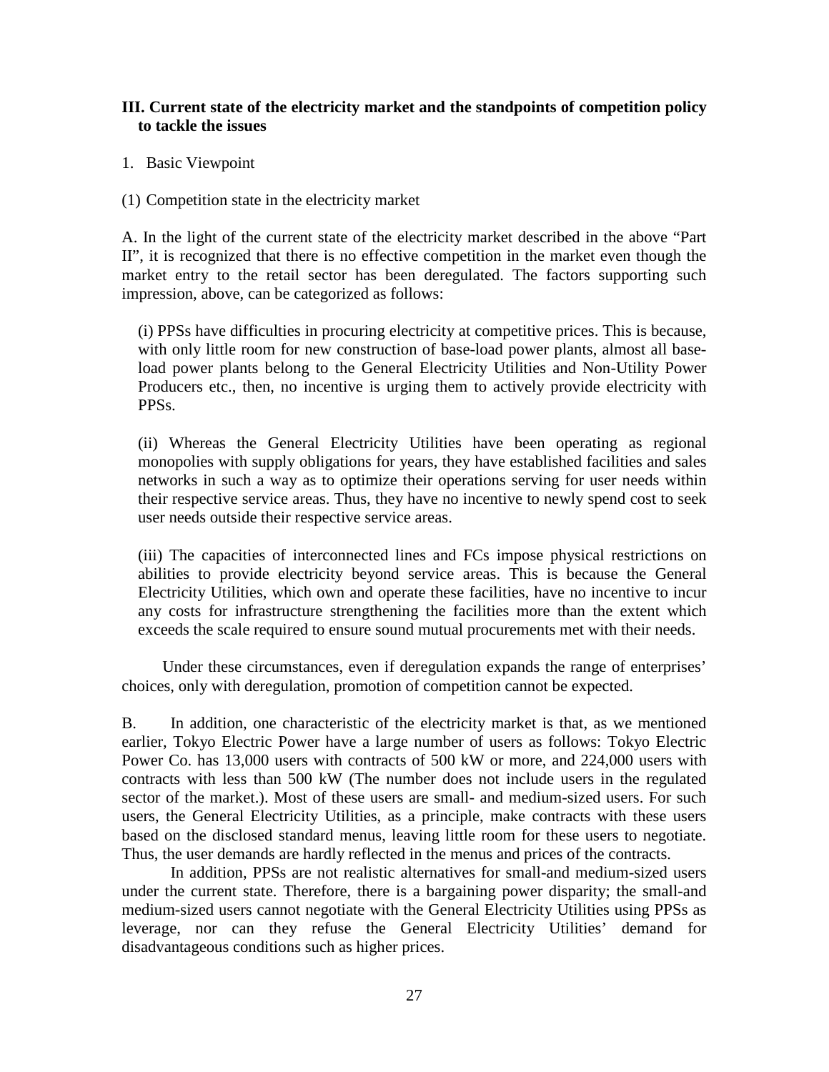### III. Current state of the electricity market and the standpoints of competition policy to tackle the issues

1. Basic Viewpoint

(1) Competition state in the electricity market

A. In the light of the current state of the electricity market described in the above "Part II", it is recognized that there is no effective competition in the market even though the market entry to the retail sector has been deregulated. The factors supporting such impression, above, can be categorized as follows:

(i) PPSs have difficulties in procuring electricity at competitive prices. This is because, with only little room for new construction of base-load power plants, almost all base-load power plants belong to the General Electricity Utilities and Non-Utility Power Producers etc., then, no incentive is urging them to actively provide electricity with PPSs.

(ii) Whereas the General Electricity Utilities have been operating as regional monopolies with supply obligations for years, they have established facilities and sales networks in such a way as to optimize their operations serving for user needs within their respective service areas. Thus, they have no incentive to newly spend cost to seek user needs outside their respective service areas.

(iii) The capacities of interconnected lines and FCs impose physical restrictions on abilities to provide electricity beyond service areas. This is because the General Electricity Utilities, which own and operate these facilities, have no incentive to incur any costs for infrastructure strengthening the facilities more than the extent which exceeds the scale required to ensure sound mutual procurements met with their needs.

Under these circumstances, even if deregulation expands the range of enterprises' choices, only with deregulation, promotion of competition cannot be expected.

B. In addition, one characteristic of the electricity market is that, as we mentioned earlier, Tokyo Electric Power have a large number of users as follows: Tokyo Electric Power Co. has 13,000 users with contracts of 500 kW or more, and 224,000 users with contracts with less than 500 kW (The number does not include users in the regulated sector of the market.). Most of these users are small- and medium-sized users. For such users, the General Electricity Utilities, as a principle, make contracts with these users based on the disclosed standard menus, leaving little room for these users to negotiate. Thus, the user demands are hardly reflected in the menus and prices of the contracts.

In addition, PPSs are not realistic alternatives for small-and medium-sized users under the current state. Therefore, there is a bargaining power disparity; the small-and medium-sized users cannot negotiate with the General Electricity Utilities using PPSs as leverage, nor can they refuse the General Electricity Utilities' demand for disadvantageous conditions such as higher prices.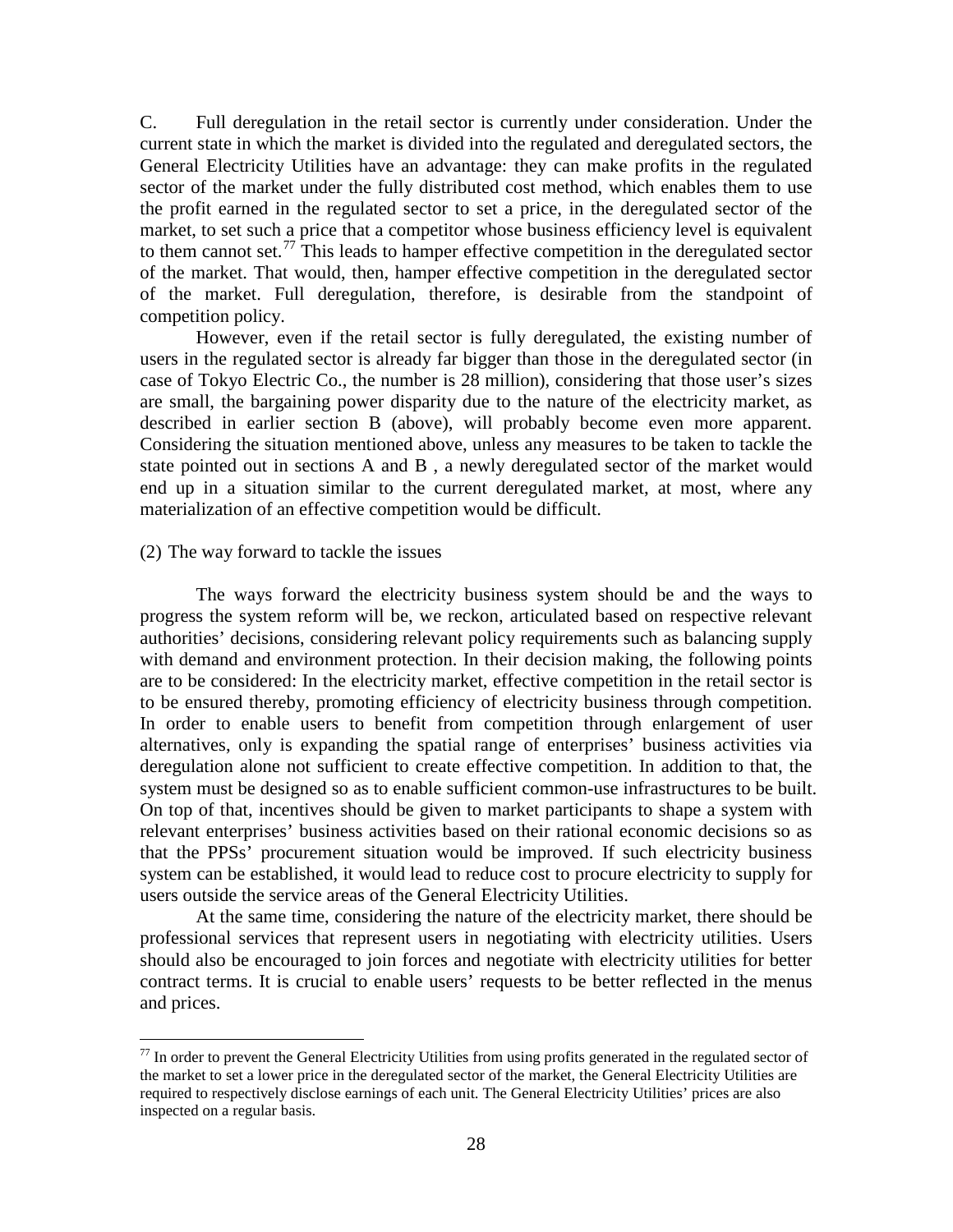C. Full deregulation in the retail sector is currently under consideration. Under the current state in which the market is divided into the regulated and deregulated sectors, the General Electricity Utilities have an advantage: they can make profits in the regulated sector of the market under the fully distributed cost method, which enables them to use the profit earned in the regulated sector to set a price, in the deregulated sector of the market, to set such a price that a competitor whose business efficiency level is equivalent to them cannot set.[77] This leads to hamper effective competition in the deregulated sector of the market. That would, then, hamper effective competition in the deregulated sector of the market. Full deregulation, therefore, is desirable from the standpoint of competition policy.

However, even if the retail sector is fully deregulated, the existing number of users in the regulated sector is already far bigger than those in the deregulated sector (in case of Tokyo Electric Co., the number is 28 million), considering that those user's sizes are small, the bargaining power disparity due to the nature of the electricity market, as described in earlier section B (above), will probably become even more apparent. Considering the situation mentioned above, unless any measures to be taken to tackle the state pointed out in sections A and B , a newly deregulated sector of the market would end up in a situation similar to the current deregulated market, at most, where any materialization of an effective competition would be difficult.

(2) The way forward to tackle the issues

The ways forward the electricity business system should be and the ways to progress the system reform will be, we reckon, articulated based on respective relevant authorities' decisions, considering relevant policy requirements such as balancing supply with demand and environment protection. In their decision making, the following points are to be considered: In the electricity market, effective competition in the retail sector is to be ensured thereby, promoting efficiency of electricity business through competition. In order to enable users to benefit from competition through enlargement of user alternatives, only is expanding the spatial range of enterprises' business activities via deregulation alone not sufficient to create effective competition. In addition to that, the system must be designed so as to enable sufficient common-use infrastructures to be built. On top of that, incentives should be given to market participants to shape a system with relevant enterprises' business activities based on their rational economic decisions so as that the PPSs' procurement situation would be improved. If such electricity business system can be established, it would lead to reduce cost to procure electricity to supply for users outside the service areas of the General Electricity Utilities.

At the same time, considering the nature of the electricity market, there should be professional services that represent users in negotiating with electricity utilities. Users should also be encouraged to join forces and negotiate with electricity utilities for better contract terms. It is crucial to enable users' requests to be better reflected in the menus and prices.

---

[77] In order to prevent the General Electricity Utilities from using profits generated in the regulated sector of the market to set a lower price in the deregulated sector of the market, the General Electricity Utilities are required to respectively disclose earnings of each unit. The General Electricity Utilities' prices are also inspected on a regular basis.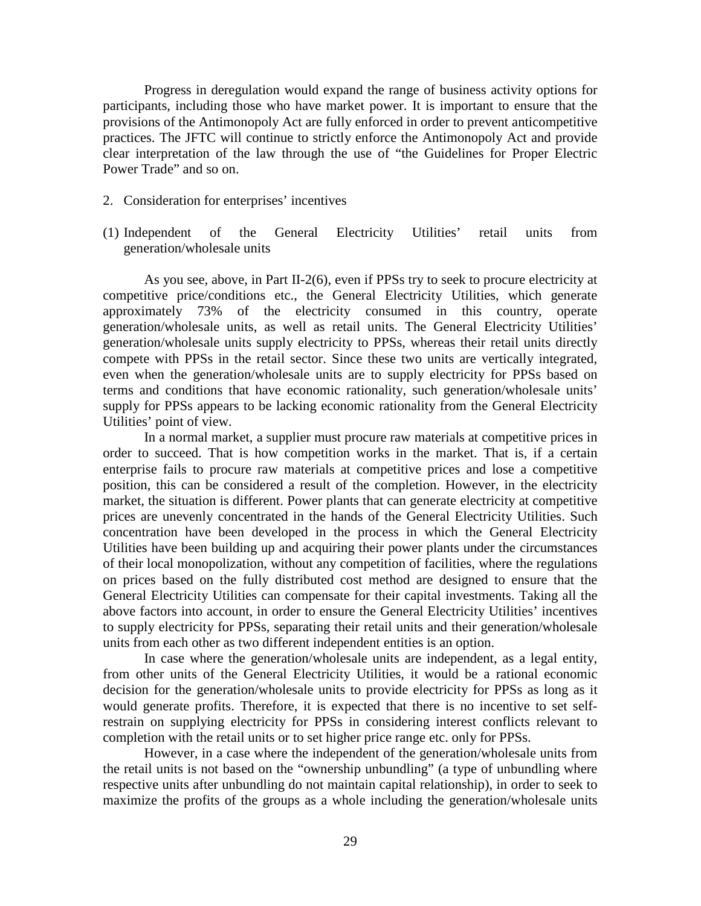Progress in deregulation would expand the range of business activity options for participants, including those who have market power. It is important to ensure that the provisions of the Antimonopoly Act are fully enforced in order to prevent anticompetitive practices. The JFTC will continue to strictly enforce the Antimonopoly Act and provide clear interpretation of the law through the use of "the Guidelines for Proper Electric Power Trade" and so on.

2. Consideration for enterprises' incentives

(1) Independent of the General Electricity Utilities' retail units from generation/wholesale units

As you see, above, in Part II-2(6), even if PPSs try to seek to procure electricity at competitive price/conditions etc., the General Electricity Utilities, which generate approximately 73% of the electricity consumed in this country, operate generation/wholesale units, as well as retail units. The General Electricity Utilities' generation/wholesale units supply electricity to PPSs, whereas their retail units directly compete with PPSs in the retail sector. Since these two units are vertically integrated, even when the generation/wholesale units are to supply electricity for PPSs based on terms and conditions that have economic rationality, such generation/wholesale units' supply for PPSs appears to be lacking economic rationality from the General Electricity Utilities' point of view.

In a normal market, a supplier must procure raw materials at competitive prices in order to succeed. That is how competition works in the market. That is, if a certain enterprise fails to procure raw materials at competitive prices and lose a competitive position, this can be considered a result of the completion. However, in the electricity market, the situation is different. Power plants that can generate electricity at competitive prices are unevenly concentrated in the hands of the General Electricity Utilities. Such concentration have been developed in the process in which the General Electricity Utilities have been building up and acquiring their power plants under the circumstances of their local monopolization, without any competition of facilities, where the regulations on prices based on the fully distributed cost method are designed to ensure that the General Electricity Utilities can compensate for their capital investments. Taking all the above factors into account, in order to ensure the General Electricity Utilities' incentives to supply electricity for PPSs, separating their retail units and their generation/wholesale units from each other as two different independent entities is an option.

In case where the generation/wholesale units are independent, as a legal entity, from other units of the General Electricity Utilities, it would be a rational economic decision for the generation/wholesale units to provide electricity for PPSs as long as it would generate profits. Therefore, it is expected that there is no incentive to set self-restrain on supplying electricity for PPSs in considering interest conflicts relevant to completion with the retail units or to set higher price range etc. only for PPSs.

However, in a case where the independent of the generation/wholesale units from the retail units is not based on the "ownership unbundling" (a type of unbundling where respective units after unbundling do not maintain capital relationship), in order to seek to maximize the profits of the groups as a whole including the generation/wholesale units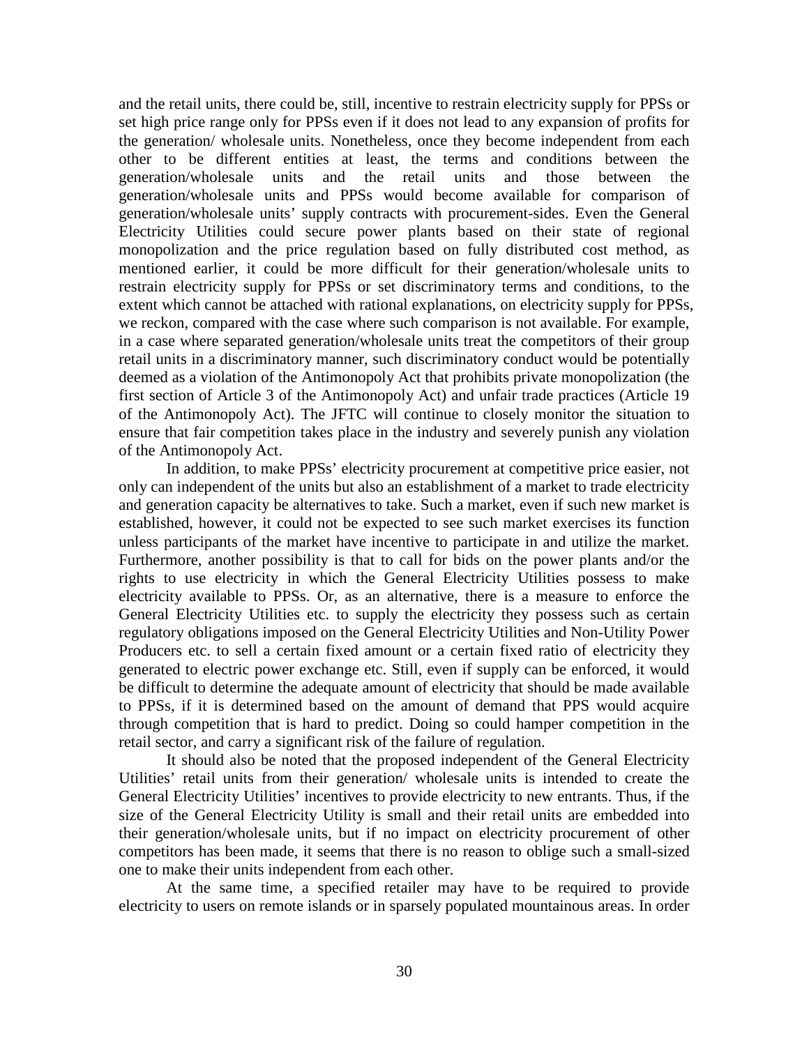and the retail units, there could be, still, incentive to restrain electricity supply for PPSs or set high price range only for PPSs even if it does not lead to any expansion of profits for the generation/ wholesale units. Nonetheless, once they become independent from each other to be different entities at least, the terms and conditions between the generation/wholesale units and the retail units and those between the generation/wholesale units and PPSs would become available for comparison of generation/wholesale units' supply contracts with procurement-sides. Even the General Electricity Utilities could secure power plants based on their state of regional monopolization and the price regulation based on fully distributed cost method, as mentioned earlier, it could be more difficult for their generation/wholesale units to restrain electricity supply for PPSs or set discriminatory terms and conditions, to the extent which cannot be attached with rational explanations, on electricity supply for PPSs, we reckon, compared with the case where such comparison is not available. For example, in a case where separated generation/wholesale units treat the competitors of their group retail units in a discriminatory manner, such discriminatory conduct would be potentially deemed as a violation of the Antimonopoly Act that prohibits private monopolization (the first section of Article 3 of the Antimonopoly Act) and unfair trade practices (Article 19 of the Antimonopoly Act). The JFTC will continue to closely monitor the situation to ensure that fair competition takes place in the industry and severely punish any violation of the Antimonopoly Act.

In addition, to make PPSs' electricity procurement at competitive price easier, not only can independent of the units but also an establishment of a market to trade electricity and generation capacity be alternatives to take. Such a market, even if such new market is established, however, it could not be expected to see such market exercises its function unless participants of the market have incentive to participate in and utilize the market. Furthermore, another possibility is that to call for bids on the power plants and/or the rights to use electricity in which the General Electricity Utilities possess to make electricity available to PPSs. Or, as an alternative, there is a measure to enforce the General Electricity Utilities etc. to supply the electricity they possess such as certain regulatory obligations imposed on the General Electricity Utilities and Non-Utility Power Producers etc. to sell a certain fixed amount or a certain fixed ratio of electricity they generated to electric power exchange etc. Still, even if supply can be enforced, it would be difficult to determine the adequate amount of electricity that should be made available to PPSs, if it is determined based on the amount of demand that PPS would acquire through competition that is hard to predict. Doing so could hamper competition in the retail sector, and carry a significant risk of the failure of regulation.

It should also be noted that the proposed independent of the General Electricity Utilities' retail units from their generation/ wholesale units is intended to create the General Electricity Utilities' incentives to provide electricity to new entrants. Thus, if the size of the General Electricity Utility is small and their retail units are embedded into their generation/wholesale units, but if no impact on electricity procurement of other competitors has been made, it seems that there is no reason to oblige such a small-sized one to make their units independent from each other.

At the same time, a specified retailer may have to be required to provide electricity to users on remote islands or in sparsely populated mountainous areas. In order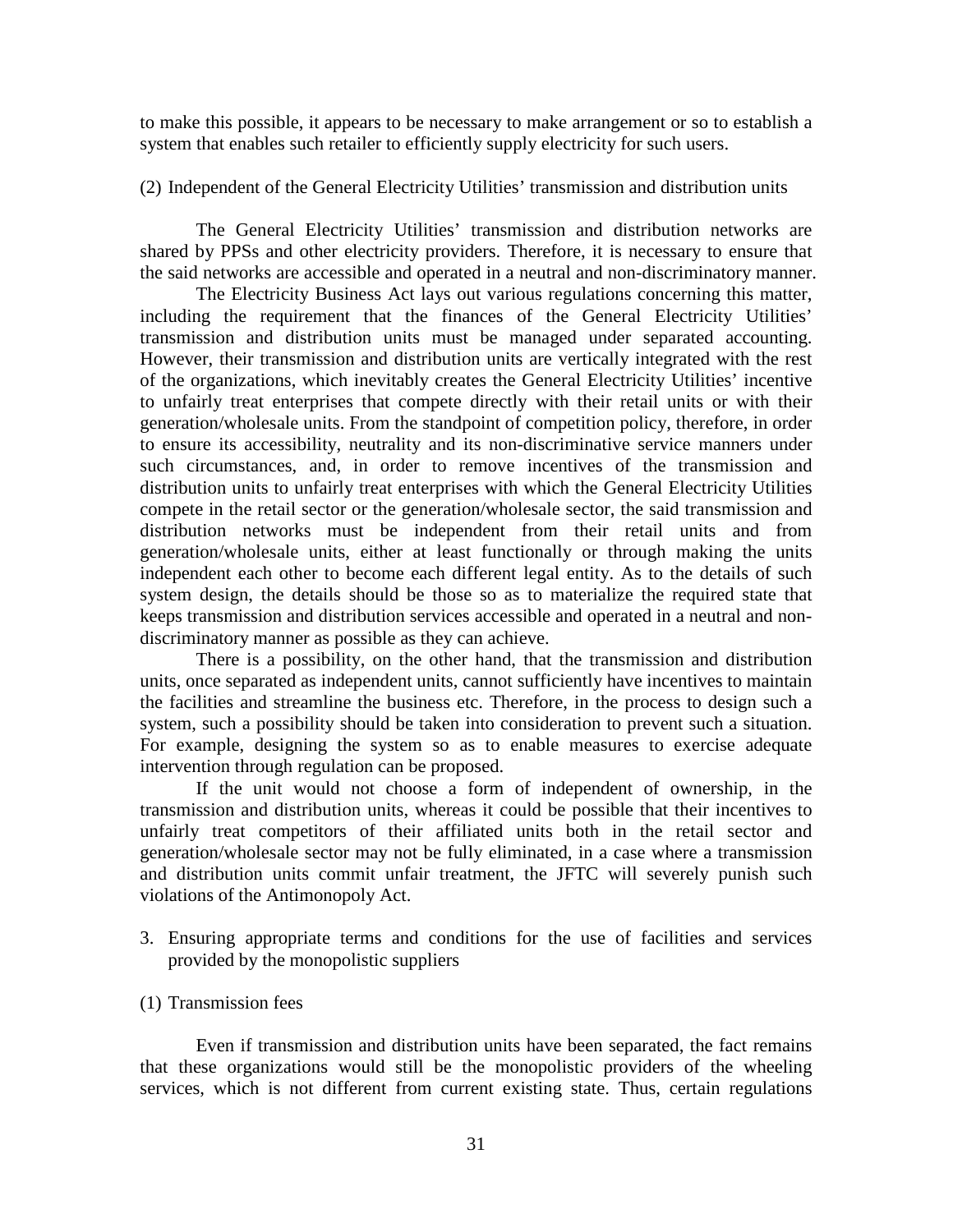to make this possible, it appears to be necessary to make arrangement or so to establish a system that enables such retailer to efficiently supply electricity for such users.

(2) Independent of the General Electricity Utilities' transmission and distribution units

The General Electricity Utilities' transmission and distribution networks are shared by PPSs and other electricity providers. Therefore, it is necessary to ensure that the said networks are accessible and operated in a neutral and non-discriminatory manner.

The Electricity Business Act lays out various regulations concerning this matter, including the requirement that the finances of the General Electricity Utilities' transmission and distribution units must be managed under separated accounting. However, their transmission and distribution units are vertically integrated with the rest of the organizations, which inevitably creates the General Electricity Utilities' incentive to unfairly treat enterprises that compete directly with their retail units or with their generation/wholesale units. From the standpoint of competition policy, therefore, in order to ensure its accessibility, neutrality and its non-discriminative service manners under such circumstances, and, in order to remove incentives of the transmission and distribution units to unfairly treat enterprises with which the General Electricity Utilities compete in the retail sector or the generation/wholesale sector, the said transmission and distribution networks must be independent from their retail units and from generation/wholesale units, either at least functionally or through making the units independent each other to become each different legal entity. As to the details of such system design, the details should be those so as to materialize the required state that keeps transmission and distribution services accessible and operated in a neutral and non-discriminatory manner as possible as they can achieve.

There is a possibility, on the other hand, that the transmission and distribution units, once separated as independent units, cannot sufficiently have incentives to maintain the facilities and streamline the business etc. Therefore, in the process to design such a system, such a possibility should be taken into consideration to prevent such a situation. For example, designing the system so as to enable measures to exercise adequate intervention through regulation can be proposed.

If the unit would not choose a form of independent of ownership, in the transmission and distribution units, whereas it could be possible that their incentives to unfairly treat competitors of their affiliated units both in the retail sector and generation/wholesale sector may not be fully eliminated, in a case where a transmission and distribution units commit unfair treatment, the JFTC will severely punish such violations of the Antimonopoly Act.

3. Ensuring appropriate terms and conditions for the use of facilities and services provided by the monopolistic suppliers

(1) Transmission fees

Even if transmission and distribution units have been separated, the fact remains that these organizations would still be the monopolistic providers of the wheeling services, which is not different from current existing state. Thus, certain regulations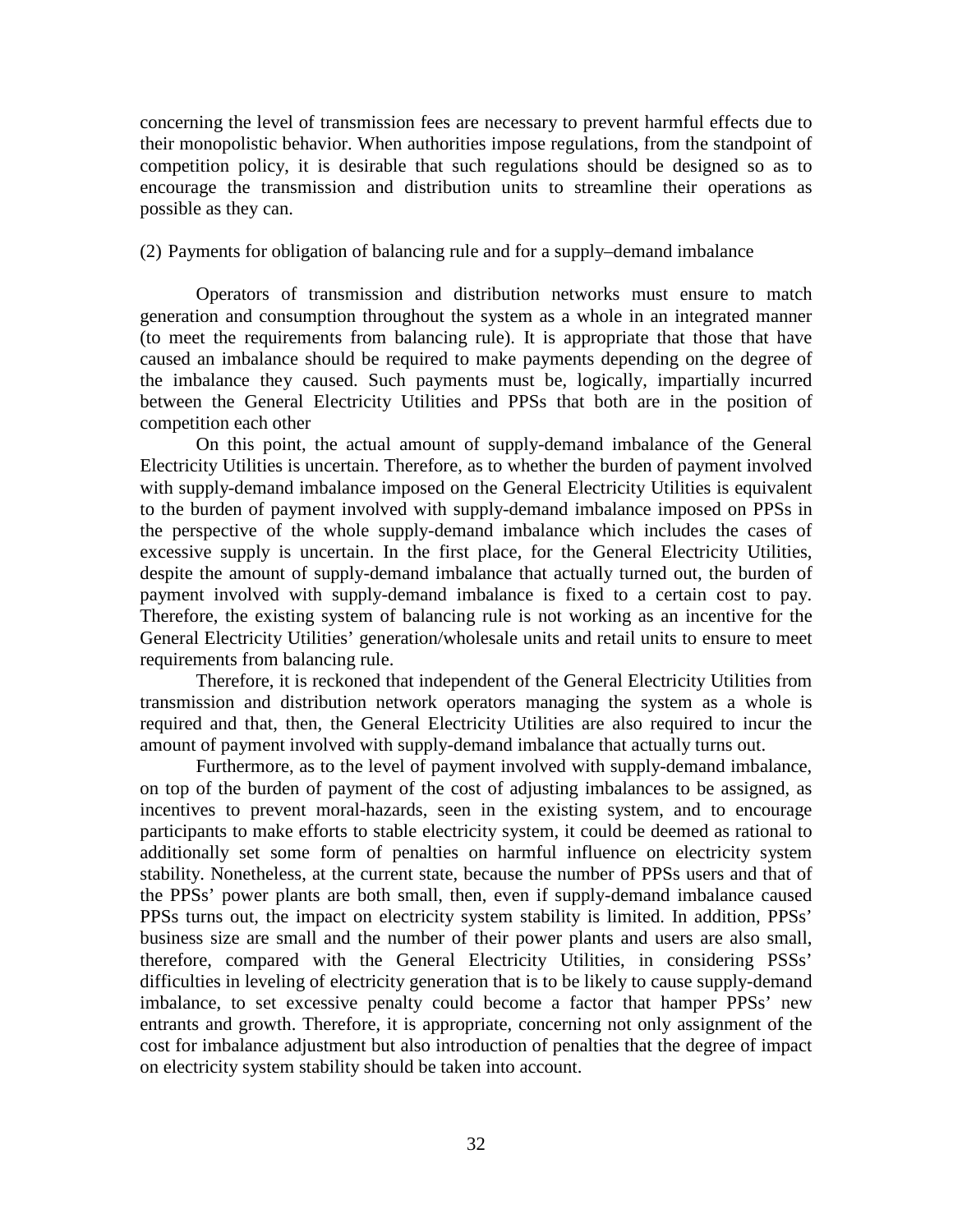concerning the level of transmission fees are necessary to prevent harmful effects due to their monopolistic behavior. When authorities impose regulations, from the standpoint of competition policy, it is desirable that such regulations should be designed so as to encourage the transmission and distribution units to streamline their operations as possible as they can.

(2) Payments for obligation of balancing rule and for a supply–demand imbalance

Operators of transmission and distribution networks must ensure to match generation and consumption throughout the system as a whole in an integrated manner (to meet the requirements from balancing rule). It is appropriate that those that have caused an imbalance should be required to make payments depending on the degree of the imbalance they caused. Such payments must be, logically, impartially incurred between the General Electricity Utilities and PPSs that both are in the position of competition each other

On this point, the actual amount of supply-demand imbalance of the General Electricity Utilities is uncertain. Therefore, as to whether the burden of payment involved with supply-demand imbalance imposed on the General Electricity Utilities is equivalent to the burden of payment involved with supply-demand imbalance imposed on PPSs in the perspective of the whole supply-demand imbalance which includes the cases of excessive supply is uncertain. In the first place, for the General Electricity Utilities, despite the amount of supply-demand imbalance that actually turned out, the burden of payment involved with supply-demand imbalance is fixed to a certain cost to pay. Therefore, the existing system of balancing rule is not working as an incentive for the General Electricity Utilities' generation/wholesale units and retail units to ensure to meet requirements from balancing rule.

Therefore, it is reckoned that independent of the General Electricity Utilities from transmission and distribution network operators managing the system as a whole is required and that, then, the General Electricity Utilities are also required to incur the amount of payment involved with supply-demand imbalance that actually turns out.

Furthermore, as to the level of payment involved with supply-demand imbalance, on top of the burden of payment of the cost of adjusting imbalances to be assigned, as incentives to prevent moral-hazards, seen in the existing system, and to encourage participants to make efforts to stable electricity system, it could be deemed as rational to additionally set some form of penalties on harmful influence on electricity system stability. Nonetheless, at the current state, because the number of PPSs users and that of the PPSs' power plants are both small, then, even if supply-demand imbalance caused PPSs turns out, the impact on electricity system stability is limited. In addition, PPSs' business size are small and the number of their power plants and users are also small, therefore, compared with the General Electricity Utilities, in considering PSSs' difficulties in leveling of electricity generation that is to be likely to cause supply-demand imbalance, to set excessive penalty could become a factor that hamper PPSs' new entrants and growth. Therefore, it is appropriate, concerning not only assignment of the cost for imbalance adjustment but also introduction of penalties that the degree of impact on electricity system stability should be taken into account.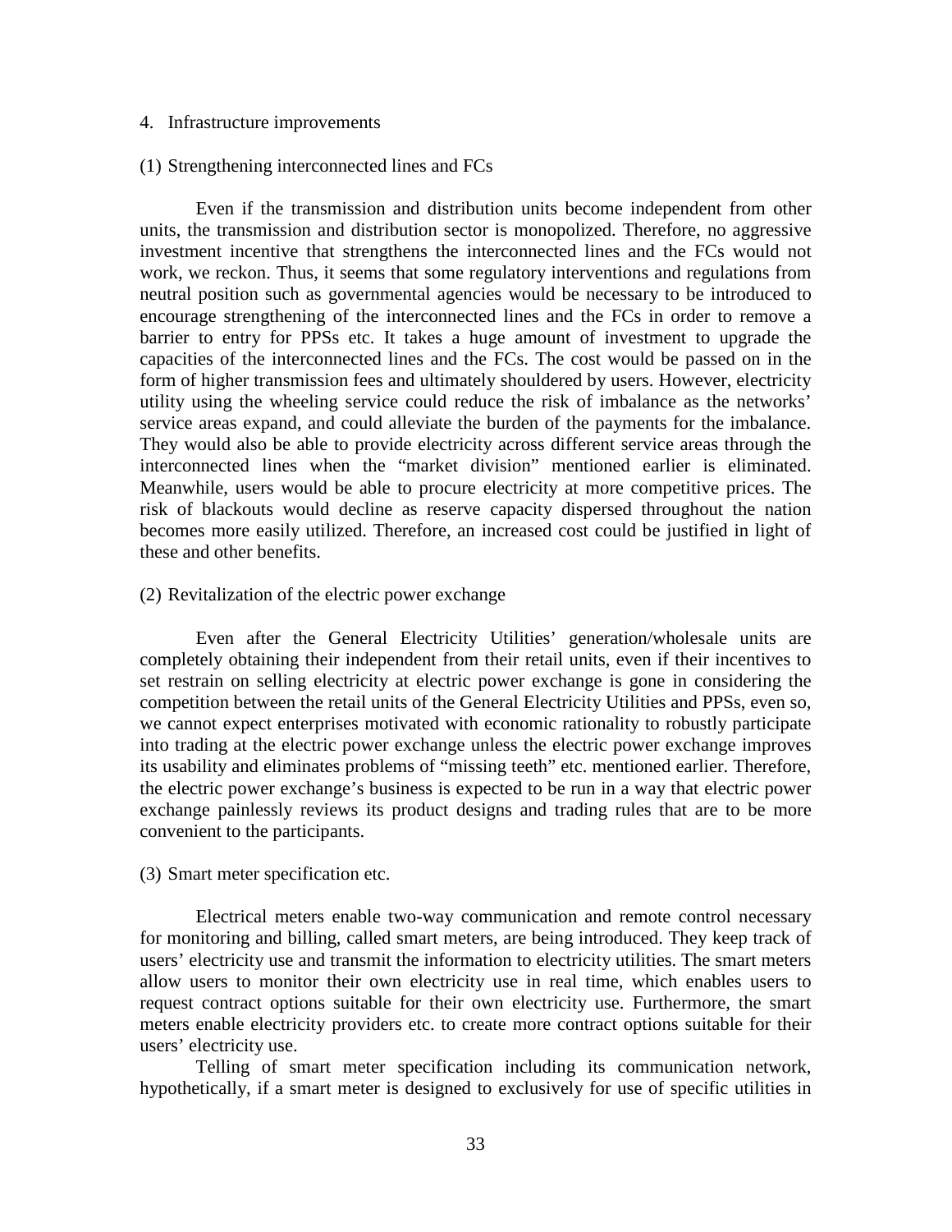4. Infrastructure improvements

(1) Strengthening interconnected lines and FCs

Even if the transmission and distribution units become independent from other units, the transmission and distribution sector is monopolized. Therefore, no aggressive investment incentive that strengthens the interconnected lines and the FCs would not work, we reckon. Thus, it seems that some regulatory interventions and regulations from neutral position such as governmental agencies would be necessary to be introduced to encourage strengthening of the interconnected lines and the FCs in order to remove a barrier to entry for PPSs etc. It takes a huge amount of investment to upgrade the capacities of the interconnected lines and the FCs. The cost would be passed on in the form of higher transmission fees and ultimately shouldered by users. However, electricity utility using the wheeling service could reduce the risk of imbalance as the networks' service areas expand, and could alleviate the burden of the payments for the imbalance. They would also be able to provide electricity across different service areas through the interconnected lines when the "market division" mentioned earlier is eliminated. Meanwhile, users would be able to procure electricity at more competitive prices. The risk of blackouts would decline as reserve capacity dispersed throughout the nation becomes more easily utilized. Therefore, an increased cost could be justified in light of these and other benefits.

(2) Revitalization of the electric power exchange

Even after the General Electricity Utilities' generation/wholesale units are completely obtaining their independent from their retail units, even if their incentives to set restrain on selling electricity at electric power exchange is gone in considering the competition between the retail units of the General Electricity Utilities and PPSs, even so, we cannot expect enterprises motivated with economic rationality to robustly participate into trading at the electric power exchange unless the electric power exchange improves its usability and eliminates problems of "missing teeth" etc. mentioned earlier. Therefore, the electric power exchange's business is expected to be run in a way that electric power exchange painlessly reviews its product designs and trading rules that are to be more convenient to the participants.

(3) Smart meter specification etc.

Electrical meters enable two-way communication and remote control necessary for monitoring and billing, called smart meters, are being introduced. They keep track of users' electricity use and transmit the information to electricity utilities. The smart meters allow users to monitor their own electricity use in real time, which enables users to request contract options suitable for their own electricity use. Furthermore, the smart meters enable electricity providers etc. to create more contract options suitable for their users' electricity use.

Telling of smart meter specification including its communication network, hypothetically, if a smart meter is designed to exclusively for use of specific utilities in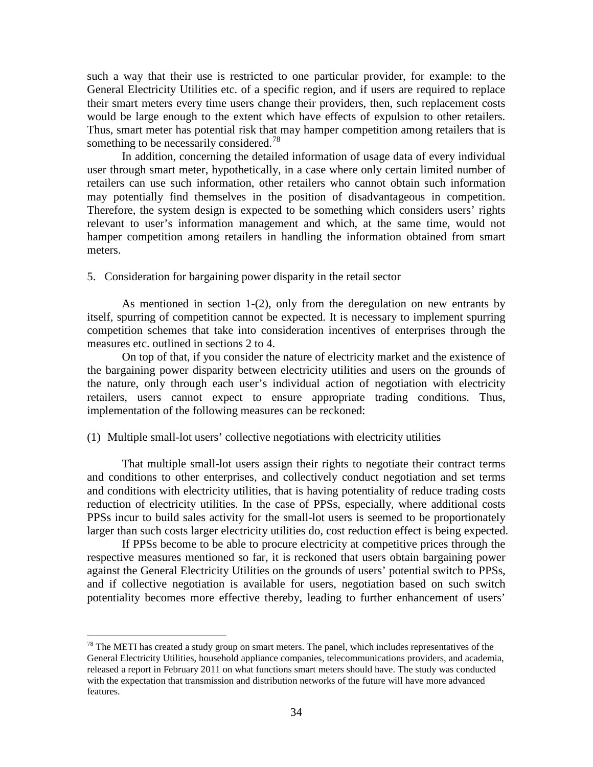such a way that their use is restricted to one particular provider, for example: to the General Electricity Utilities etc. of a specific region, and if users are required to replace their smart meters every time users change their providers, then, such replacement costs would be large enough to the extent which have effects of expulsion to other retailers. Thus, smart meter has potential risk that may hamper competition among retailers that is something to be necessarily considered.[78]

In addition, concerning the detailed information of usage data of every individual user through smart meter, hypothetically, in a case where only certain limited number of retailers can use such information, other retailers who cannot obtain such information may potentially find themselves in the position of disadvantageous in competition. Therefore, the system design is expected to be something which considers users' rights relevant to user's information management and which, at the same time, would not hamper competition among retailers in handling the information obtained from smart meters.

## 5. Consideration for bargaining power disparity in the retail sector

As mentioned in section 1-(2), only from the deregulation on new entrants by itself, spurring of competition cannot be expected. It is necessary to implement spurring competition schemes that take into consideration incentives of enterprises through the measures etc. outlined in sections 2 to 4.

On top of that, if you consider the nature of electricity market and the existence of the bargaining power disparity between electricity utilities and users on the grounds of the nature, only through each user's individual action of negotiation with electricity retailers, users cannot expect to ensure appropriate trading conditions. Thus, implementation of the following measures can be reckoned:

### (1) Multiple small-lot users' collective negotiations with electricity utilities

That multiple small-lot users assign their rights to negotiate their contract terms and conditions to other enterprises, and collectively conduct negotiation and set terms and conditions with electricity utilities, that is having potentiality of reduce trading costs reduction of electricity utilities. In the case of PPSs, especially, where additional costs PPSs incur to build sales activity for the small-lot users is seemed to be proportionately larger than such costs larger electricity utilities do, cost reduction effect is being expected.

If PPSs become to be able to procure electricity at competitive prices through the respective measures mentioned so far, it is reckoned that users obtain bargaining power against the General Electricity Utilities on the grounds of users' potential switch to PPSs, and if collective negotiation is available for users, negotiation based on such switch potentiality becomes more effective thereby, leading to further enhancement of users'

---

[78] The METI has created a study group on smart meters. The panel, which includes representatives of the General Electricity Utilities, household appliance companies, telecommunications providers, and academia, released a report in February 2011 on what functions smart meters should have. The study was conducted with the expectation that transmission and distribution networks of the future will have more advanced features.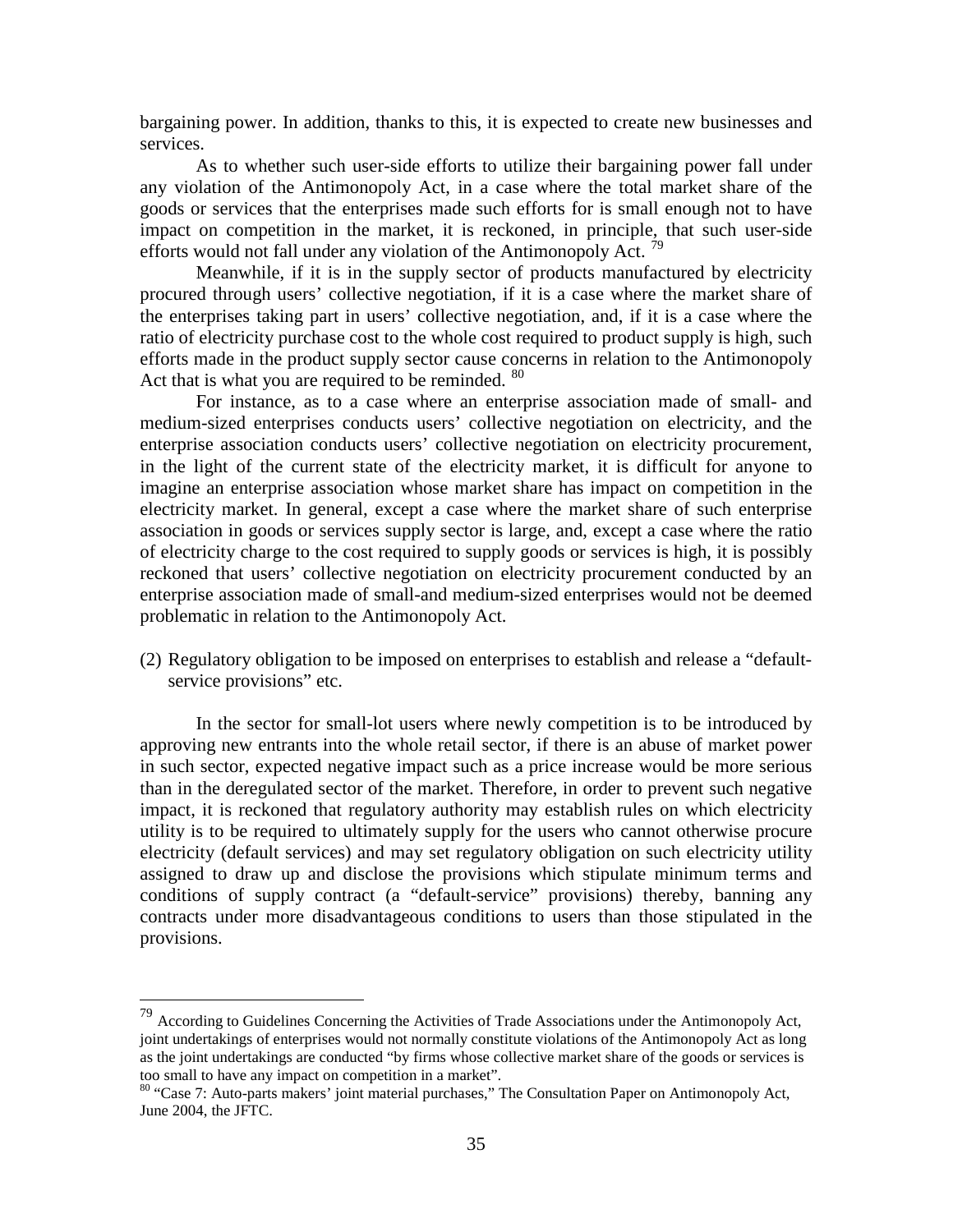bargaining power. In addition, thanks to this, it is expected to create new businesses and services.

As to whether such user-side efforts to utilize their bargaining power fall under any violation of the Antimonopoly Act, in a case where the total market share of the goods or services that the enterprises made such efforts for is small enough not to have impact on competition in the market, it is reckoned, in principle, that such user-side efforts would not fall under any violation of the Antimonopoly Act. [79]

Meanwhile, if it is in the supply sector of products manufactured by electricity procured through users' collective negotiation, if it is a case where the market share of the enterprises taking part in users' collective negotiation, and, if it is a case where the ratio of electricity purchase cost to the whole cost required to product supply is high, such efforts made in the product supply sector cause concerns in relation to the Antimonopoly Act that is what you are required to be reminded. [80]

For instance, as to a case where an enterprise association made of small- and medium-sized enterprises conducts users' collective negotiation on electricity, and the enterprise association conducts users' collective negotiation on electricity procurement, in the light of the current state of the electricity market, it is difficult for anyone to imagine an enterprise association whose market share has impact on competition in the electricity market. In general, except a case where the market share of such enterprise association in goods or services supply sector is large, and, except a case where the ratio of electricity charge to the cost required to supply goods or services is high, it is possibly reckoned that users' collective negotiation on electricity procurement conducted by an enterprise association made of small-and medium-sized enterprises would not be deemed problematic in relation to the Antimonopoly Act.

(2) Regulatory obligation to be imposed on enterprises to establish and release a "default-service provisions" etc.

In the sector for small-lot users where newly competition is to be introduced by approving new entrants into the whole retail sector, if there is an abuse of market power in such sector, expected negative impact such as a price increase would be more serious than in the deregulated sector of the market. Therefore, in order to prevent such negative impact, it is reckoned that regulatory authority may establish rules on which electricity utility is to be required to ultimately supply for the users who cannot otherwise procure electricity (default services) and may set regulatory obligation on such electricity utility assigned to draw up and disclose the provisions which stipulate minimum terms and conditions of supply contract (a "default-service" provisions) thereby, banning any contracts under more disadvantageous conditions to users than those stipulated in the provisions.

---

[79] According to Guidelines Concerning the Activities of Trade Associations under the Antimonopoly Act, joint undertakings of enterprises would not normally constitute violations of the Antimonopoly Act as long as the joint undertakings are conducted "by firms whose collective market share of the goods or services is too small to have any impact on competition in a market".

[80] "Case 7: Auto-parts makers' joint material purchases," The Consultation Paper on Antimonopoly Act, June 2004, the JFTC.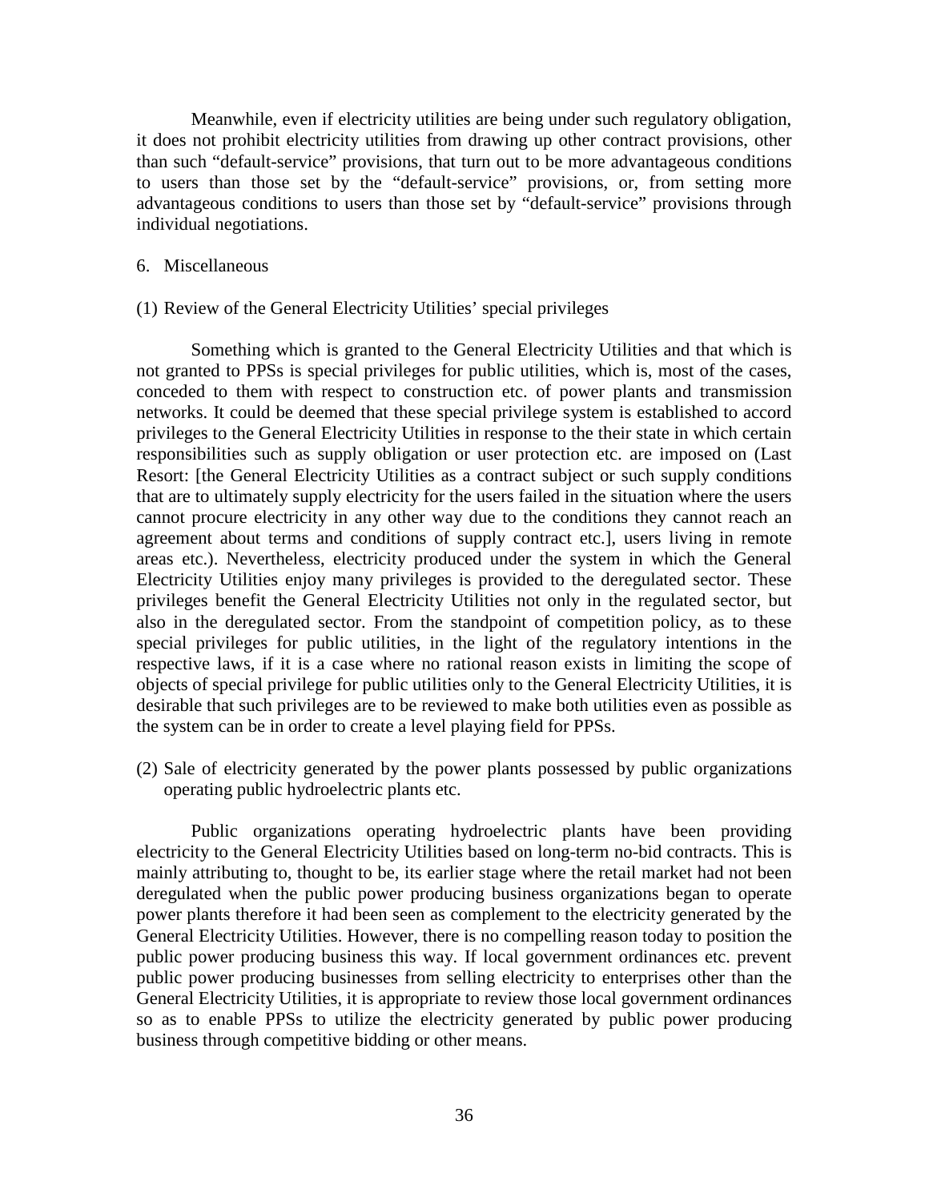Meanwhile, even if electricity utilities are being under such regulatory obligation, it does not prohibit electricity utilities from drawing up other contract provisions, other than such "default-service" provisions, that turn out to be more advantageous conditions to users than those set by the "default-service" provisions, or, from setting more advantageous conditions to users than those set by "default-service" provisions through individual negotiations.

## 6. Miscellaneous

### (1) Review of the General Electricity Utilities' special privileges

Something which is granted to the General Electricity Utilities and that which is not granted to PPSs is special privileges for public utilities, which is, most of the cases, conceded to them with respect to construction etc. of power plants and transmission networks. It could be deemed that these special privilege system is established to accord privileges to the General Electricity Utilities in response to the their state in which certain responsibilities such as supply obligation or user protection etc. are imposed on (Last Resort: [the General Electricity Utilities as a contract subject or such supply conditions that are to ultimately supply electricity for the users failed in the situation where the users cannot procure electricity in any other way due to the conditions they cannot reach an agreement about terms and conditions of supply contract etc.], users living in remote areas etc.). Nevertheless, electricity produced under the system in which the General Electricity Utilities enjoy many privileges is provided to the deregulated sector. These privileges benefit the General Electricity Utilities not only in the regulated sector, but also in the deregulated sector. From the standpoint of competition policy, as to these special privileges for public utilities, in the light of the regulatory intentions in the respective laws, if it is a case where no rational reason exists in limiting the scope of objects of special privilege for public utilities only to the General Electricity Utilities, it is desirable that such privileges are to be reviewed to make both utilities even as possible as the system can be in order to create a level playing field for PPSs.

### (2) Sale of electricity generated by the power plants possessed by public organizations operating public hydroelectric plants etc.

Public organizations operating hydroelectric plants have been providing electricity to the General Electricity Utilities based on long-term no-bid contracts. This is mainly attributing to, thought to be, its earlier stage where the retail market had not been deregulated when the public power producing business organizations began to operate power plants therefore it had been seen as complement to the electricity generated by the General Electricity Utilities. However, there is no compelling reason today to position the public power producing business this way. If local government ordinances etc. prevent public power producing businesses from selling electricity to enterprises other than the General Electricity Utilities, it is appropriate to review those local government ordinances so as to enable PPSs to utilize the electricity generated by public power producing business through competitive bidding or other means.